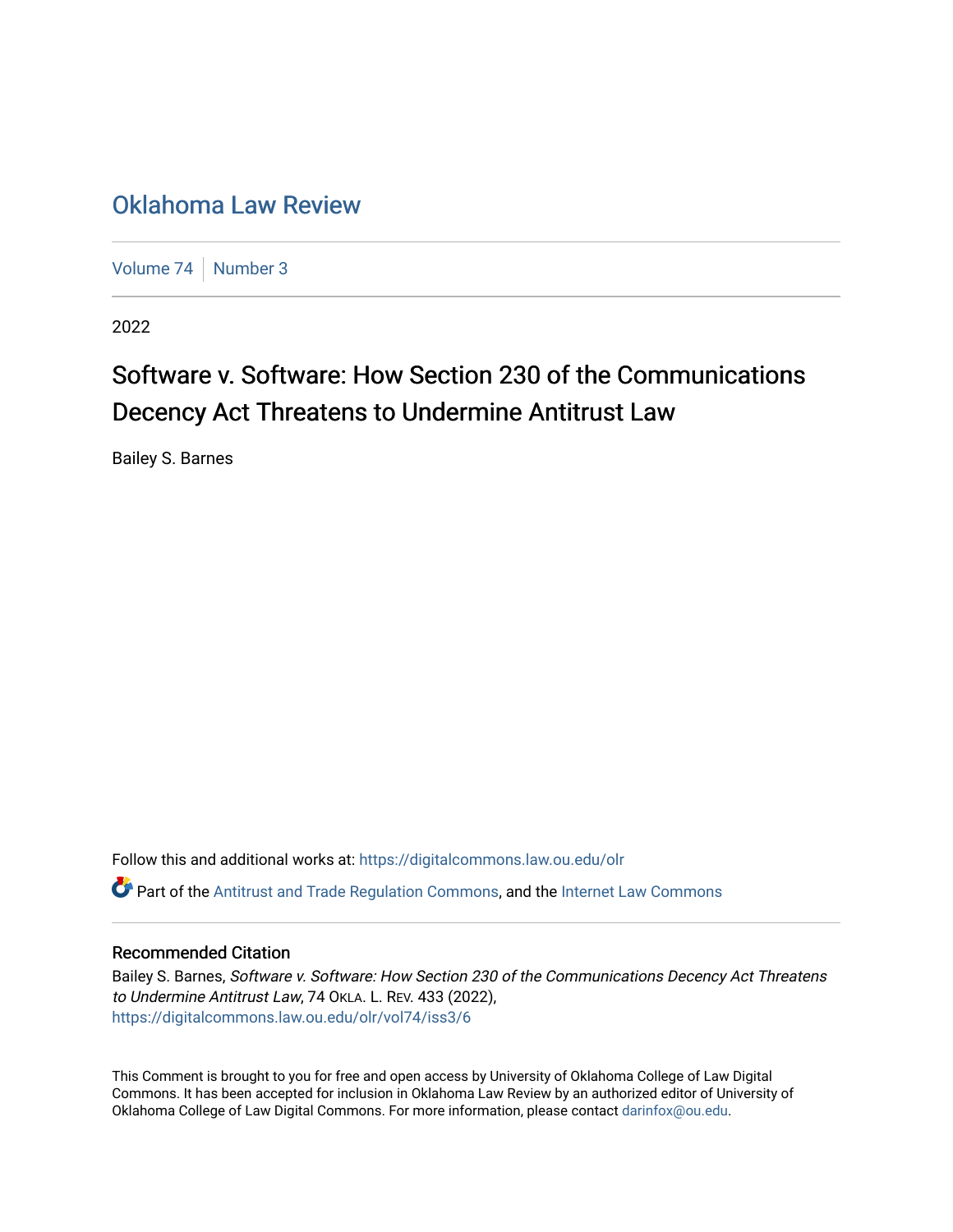# Oklahoma Law Review

Volume 74 | Number 3

2022

## Software v. Software: How Section 230 of the Communications Decency Act Threatens to Undermine Antitrust Law

Bailey S. Barnes

Follow this and additional works at: https://digitalcommons.law.ou.edu/olr

Part of the Antitrust and Trade Regulation Commons, and the Internet Law Commons

### Recommended Citation

Bailey S. Barnes, *Software v. Software: How Section 230 of the Communications Decency Act Threatens to Undermine Antitrust Law*, 74 OKLA. L. REV. 433 (2022), https://digitalcommons.law.ou.edu/olr/vol74/iss3/6

This Comment is brought to you for free and open access by University of Oklahoma College of Law Digital Commons. It has been accepted for inclusion in Oklahoma Law Review by an authorized editor of University of Oklahoma College of Law Digital Commons. For more information, please contact darinfox@ou.edu.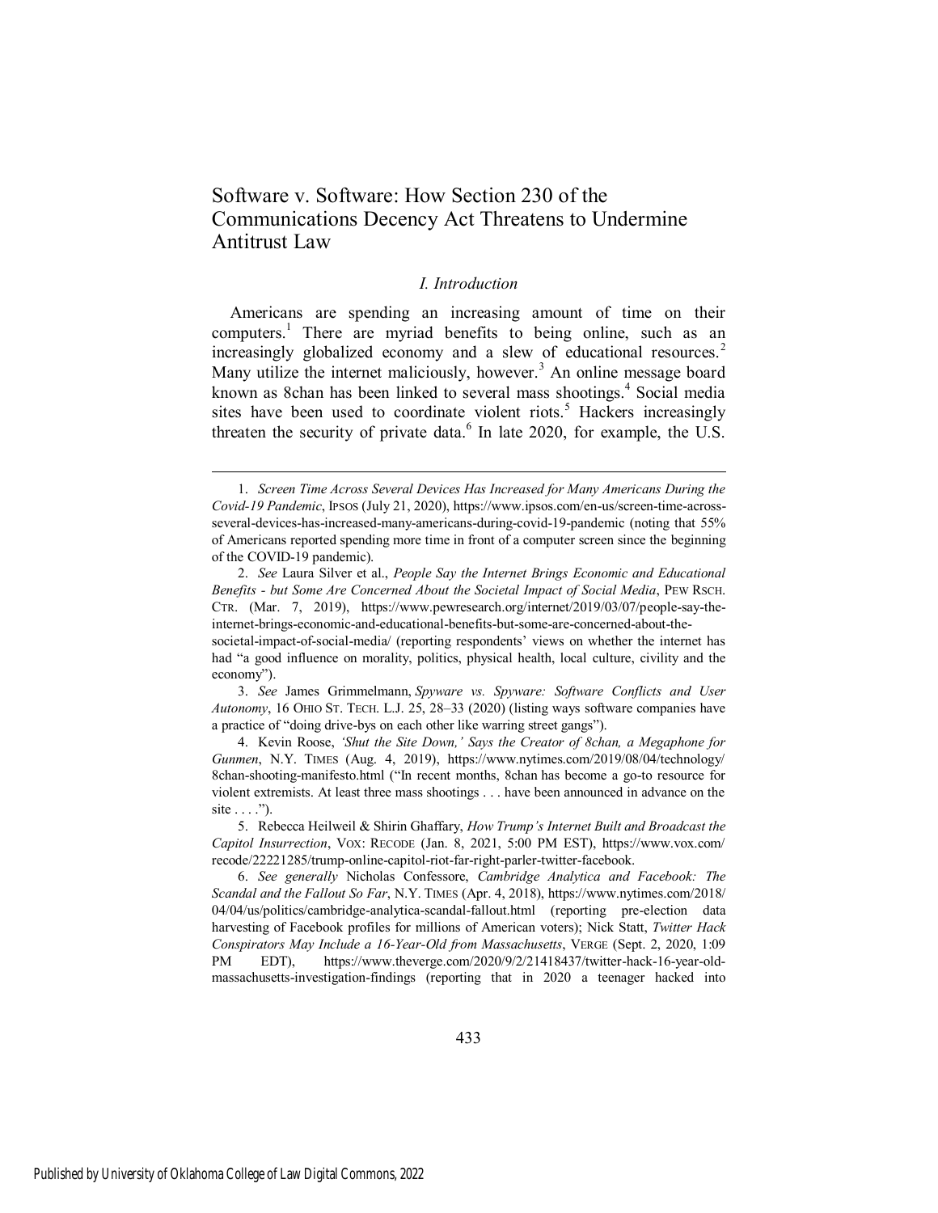# Software v. Software: How Section 230 of the Communications Decency Act Threatens to Undermine Antitrust Law

## *I. Introduction*

Americans are spending an increasing amount of time on their computers.[1] There are myriad benefits to being online, such as an increasingly globalized economy and a slew of educational resources.[2] Many utilize the internet maliciously, however.[3] An online message board known as 8chan has been linked to several mass shootings.[4] Social media sites have been used to coordinate violent riots.[5] Hackers increasingly threaten the security of private data.[6] In late 2020, for example, the U.S.

---

1. *Screen Time Across Several Devices Has Increased for Many Americans During the Covid-19 Pandemic*, IPSOS (July 21, 2020), https://www.ipsos.com/en-us/screen-time-across-several-devices-has-increased-many-americans-during-covid-19-pandemic (noting that 55% of Americans reported spending more time in front of a computer screen since the beginning of the COVID-19 pandemic).

2. *See* Laura Silver et al., *People Say the Internet Brings Economic and Educational Benefits - but Some Are Concerned About the Societal Impact of Social Media*, PEW RSCH. CTR. (Mar. 7, 2019), https://www.pewresearch.org/internet/2019/03/07/people-say-the-internet-brings-economic-and-educational-benefits-but-some-are-concerned-about-the-societal-impact-of-social-media/ (reporting respondents' views on whether the internet has had "a good influence on morality, politics, physical health, local culture, civility and the economy").

3. *See* James Grimmelmann, *Spyware vs. Spyware: Software Conflicts and User Autonomy*, 16 OHIO ST. TECH. L.J. 25, 28–33 (2020) (listing ways software companies have a practice of "doing drive-bys on each other like warring street gangs").

4. Kevin Roose, *'Shut the Site Down,' Says the Creator of 8chan, a Megaphone for Gunmen*, N.Y. TIMES (Aug. 4, 2019), https://www.nytimes.com/2019/08/04/technology/8chan-shooting-manifesto.html ("In recent months, 8chan has become a go-to resource for violent extremists. At least three mass shootings . . . have been announced in advance on the site . . . .").

5. Rebecca Heilweil & Shirin Ghaffary, *How Trump's Internet Built and Broadcast the Capitol Insurrection*, VOX: RECODE (Jan. 8, 2021, 5:00 PM EST), https://www.vox.com/recode/22221285/trump-online-capitol-riot-far-right-parler-twitter-facebook.

6. *See generally* Nicholas Confessore, *Cambridge Analytica and Facebook: The Scandal and the Fallout So Far*, N.Y. TIMES (Apr. 4, 2018), https://www.nytimes.com/2018/04/04/us/politics/cambridge-analytica-scandal-fallout.html (reporting pre-election data harvesting of Facebook profiles for millions of American voters); Nick Statt, *Twitter Hack Conspirators May Include a 16-Year-Old from Massachusetts*, VERGE (Sept. 2, 2020, 1:09 PM EDT), https://www.theverge.com/2020/9/2/21418437/twitter-hack-16-year-old-massachusetts-investigation-findings (reporting that in 2020 a teenager hacked into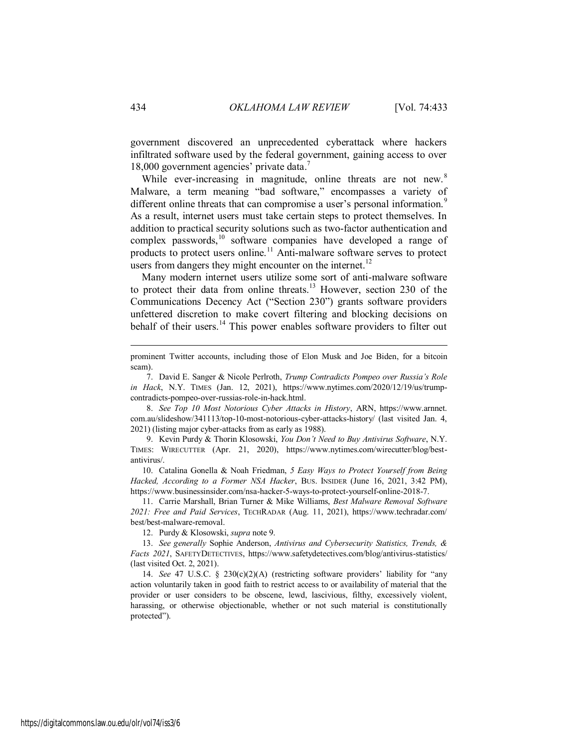government discovered an unprecedented cyberattack where hackers infiltrated software used by the federal government, gaining access to over 18,000 government agencies' private data.[7]

While ever-increasing in magnitude, online threats are not new.[8] Malware, a term meaning "bad software," encompasses a variety of different online threats that can compromise a user's personal information.[9] As a result, internet users must take certain steps to protect themselves. In addition to practical security solutions such as two-factor authentication and complex passwords,[10] software companies have developed a range of products to protect users online.[11] Anti-malware software serves to protect users from dangers they might encounter on the internet.[12]

Many modern internet users utilize some sort of anti-malware software to protect their data from online threats.[13] However, section 230 of the Communications Decency Act ("Section 230") grants software providers unfettered discretion to make covert filtering and blocking decisions on behalf of their users.[14] This power enables software providers to filter out

---

prominent Twitter accounts, including those of Elon Musk and Joe Biden, for a bitcoin scam).

7. David E. Sanger & Nicole Perlroth, *Trump Contradicts Pompeo over Russia's Role in Hack*, N.Y. TIMES (Jan. 12, 2021), https://www.nytimes.com/2020/12/19/us/trump-contradicts-pompeo-over-russias-role-in-hack.html.

8. *See Top 10 Most Notorious Cyber Attacks in History*, ARN, https://www.arnnet.com.au/slideshow/341113/top-10-most-notorious-cyber-attacks-history/ (last visited Jan. 4, 2021) (listing major cyber-attacks from as early as 1988).

9. Kevin Purdy & Thorin Klosowski, *You Don't Need to Buy Antivirus Software*, N.Y. TIMES: WIRECUTTER (Apr. 21, 2020), https://www.nytimes.com/wirecutter/blog/best-antivirus/.

10. Catalina Gonella & Noah Friedman, *5 Easy Ways to Protect Yourself from Being Hacked, According to a Former NSA Hacker*, BUS. INSIDER (June 16, 2021, 3:42 PM), https://www.businessinsider.com/nsa-hacker-5-ways-to-protect-yourself-online-2018-7.

11. Carrie Marshall, Brian Turner & Mike Williams, *Best Malware Removal Software 2021: Free and Paid Services*, TECHRADAR (Aug. 11, 2021), https://www.techradar.com/best/best-malware-removal.

12. Purdy & Klosowski, *supra* note 9.

13. *See generally* Sophie Anderson, *Antivirus and Cybersecurity Statistics, Trends, & Facts 2021*, SAFETYDETECTIVES, https://www.safetydetectives.com/blog/antivirus-statistics/ (last visited Oct. 2, 2021).

14. *See* 47 U.S.C. § 230(c)(2)(A) (restricting software providers' liability for "any action voluntarily taken in good faith to restrict access to or availability of material that the provider or user considers to be obscene, lewd, lascivious, filthy, excessively violent, harassing, or otherwise objectionable, whether or not such material is constitutionally protected").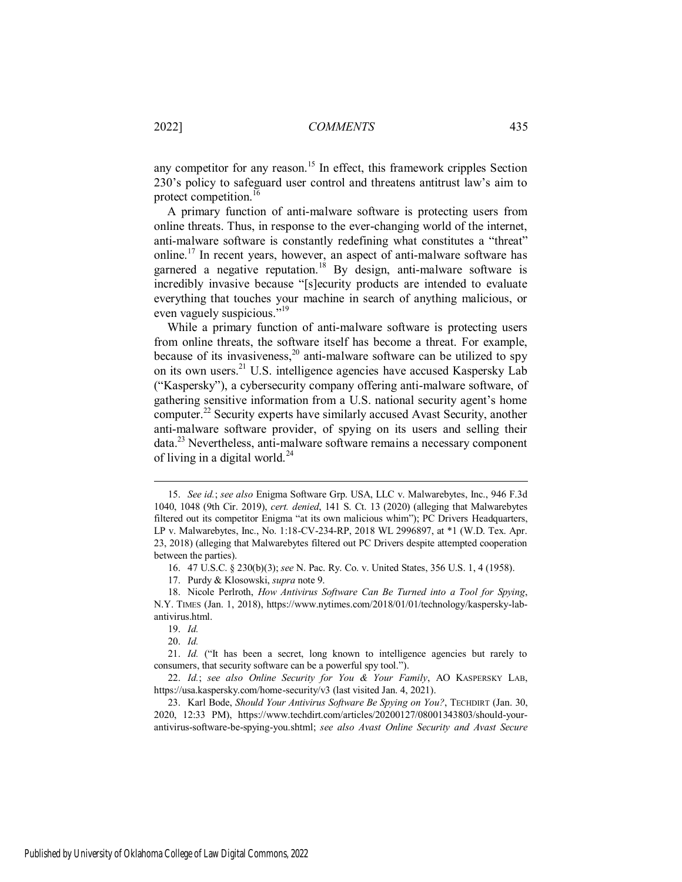any competitor for any reason.[15] In effect, this framework cripples Section 230's policy to safeguard user control and threatens antitrust law's aim to protect competition.[16]

A primary function of anti-malware software is protecting users from online threats. Thus, in response to the ever-changing world of the internet, anti-malware software is constantly redefining what constitutes a "threat" online.[17] In recent years, however, an aspect of anti-malware software has garnered a negative reputation.[18] By design, anti-malware software is incredibly invasive because "[s]ecurity products are intended to evaluate everything that touches your machine in search of anything malicious, or even vaguely suspicious."[19]

While a primary function of anti-malware software is protecting users from online threats, the software itself has become a threat. For example, because of its invasiveness,[20] anti-malware software can be utilized to spy on its own users.[21] U.S. intelligence agencies have accused Kaspersky Lab ("Kaspersky"), a cybersecurity company offering anti-malware software, of gathering sensitive information from a U.S. national security agent's home computer.[22] Security experts have similarly accused Avast Security, another anti-malware software provider, of spying on its users and selling their data.[23] Nevertheless, anti-malware software remains a necessary component of living in a digital world.[24]

---

15. *See id.*; *see also* Enigma Software Grp. USA, LLC v. Malwarebytes, Inc., 946 F.3d 1040, 1048 (9th Cir. 2019), *cert. denied*, 141 S. Ct. 13 (2020) (alleging that Malwarebytes filtered out its competitor Enigma "at its own malicious whim"); PC Drivers Headquarters, LP v. Malwarebytes, Inc., No. 1:18-CV-234-RP, 2018 WL 2996897, at *1 (W.D. Tex. Apr. 23, 2018) (alleging that Malwarebytes filtered out PC Drivers despite attempted cooperation between the parties).

16. 47 U.S.C. § 230(b)(3); *see* N. Pac. Ry. Co. v. United States, 356 U.S. 1, 4 (1958).

17. Purdy & Klosowski, *supra* note 9.

18. Nicole Perlroth, *How Antivirus Software Can Be Turned into a Tool for Spying*, N.Y. TIMES (Jan. 1, 2018), https://www.nytimes.com/2018/01/01/technology/kaspersky-lab-antivirus.html.

19. *Id.*

20. *Id.*

21. *Id.* ("It has been a secret, long known to intelligence agencies but rarely to consumers, that security software can be a powerful spy tool.").

22. *Id.*; *see also Online Security for You & Your Family*, AO KASPERSKY LAB, https://usa.kaspersky.com/home-security/v3 (last visited Jan. 4, 2021).

23. Karl Bode, *Should Your Antivirus Software Be Spying on You?*, TECHDIRT (Jan. 30, 2020, 12:33 PM), https://www.techdirt.com/articles/20200127/08001343803/should-your-antivirus-software-be-spying-you.shtml; *see also Avast Online Security and Avast Secure*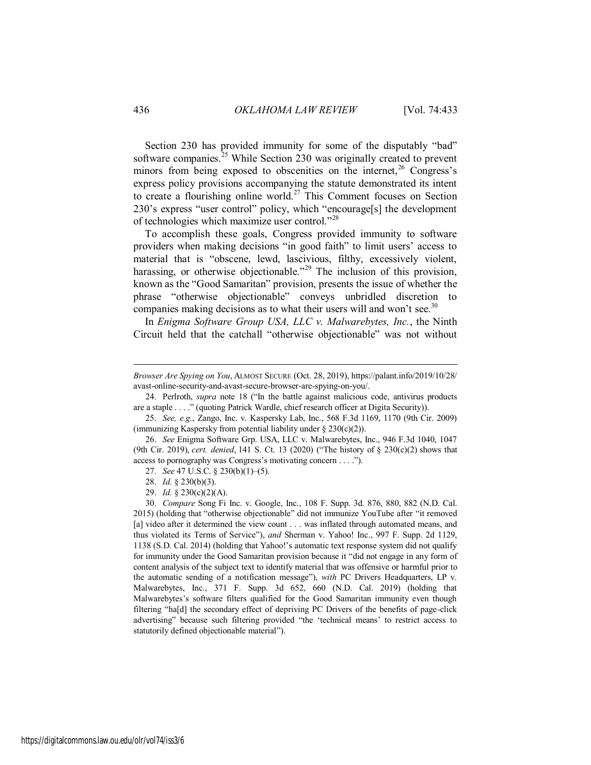Section 230 has provided immunity for some of the disputably "bad" software companies.[25] While Section 230 was originally created to prevent minors from being exposed to obscenities on the internet,[26] Congress's express policy provisions accompanying the statute demonstrated its intent to create a flourishing online world.[27] This Comment focuses on Section 230's express "user control" policy, which "encourage[s] the development of technologies which maximize user control."[28]

To accomplish these goals, Congress provided immunity to software providers when making decisions "in good faith" to limit users' access to material that is "obscene, lewd, lascivious, filthy, excessively violent, harassing, or otherwise objectionable."[29] The inclusion of this provision, known as the "Good Samaritan" provision, presents the issue of whether the phrase "otherwise objectionable" conveys unbridled discretion to companies making decisions as to what their users will and won't see.[30]

In *Enigma Software Group USA, LLC v. Malwarebytes, Inc.*, the Ninth Circuit held that the catchall "otherwise objectionable" was not without

---

*Browser Are Spying on You*, ALMOST SECURE (Oct. 28, 2019), https://palant.info/2019/10/28/avast-online-security-and-avast-secure-browser-are-spying-on-you/.

24. Perlroth, *supra* note 18 ("In the battle against malicious code, antivirus products are a staple . . . ." (quoting Patrick Wardle, chief research officer at Digita Security)).

25. *See, e.g.*, Zango, Inc. v. Kaspersky Lab, Inc., 568 F.3d 1169, 1170 (9th Cir. 2009) (immunizing Kaspersky from potential liability under § 230(c)(2)).

26. *See* Enigma Software Grp. USA, LLC v. Malwarebytes, Inc., 946 F.3d 1040, 1047 (9th Cir. 2019), *cert. denied*, 141 S. Ct. 13 (2020) ("The history of § 230(c)(2) shows that access to pornography was Congress's motivating concern . . . .").

27. *See* 47 U.S.C. § 230(b)(1)–(5).

28. *Id.* § 230(b)(3).

29. *Id.* § 230(c)(2)(A).

30. *Compare* Song Fi Inc. v. Google, Inc., 108 F. Supp. 3d. 876, 880, 882 (N.D. Cal. 2015) (holding that "otherwise objectionable" did not immunize YouTube after "it removed [a] video after it determined the view count . . . was inflated through automated means, and thus violated its Terms of Service"), *and* Sherman v. Yahoo! Inc., 997 F. Supp. 2d 1129, 1138 (S.D. Cal. 2014) (holding that Yahoo!'s automatic text response system did not qualify for immunity under the Good Samaritan provision because it "did not engage in any form of content analysis of the subject text to identify material that was offensive or harmful prior to the automatic sending of a notification message"), *with* PC Drivers Headquarters, LP v. Malwarebytes, Inc., 371 F. Supp. 3d 652, 660 (N.D. Cal. 2019) (holding that Malwarebytes's software filters qualified for the Good Samaritan immunity even though filtering "ha[d] the secondary effect of depriving PC Drivers of the benefits of page-click advertising" because such filtering provided "the 'technical means' to restrict access to statutorily defined objectionable material").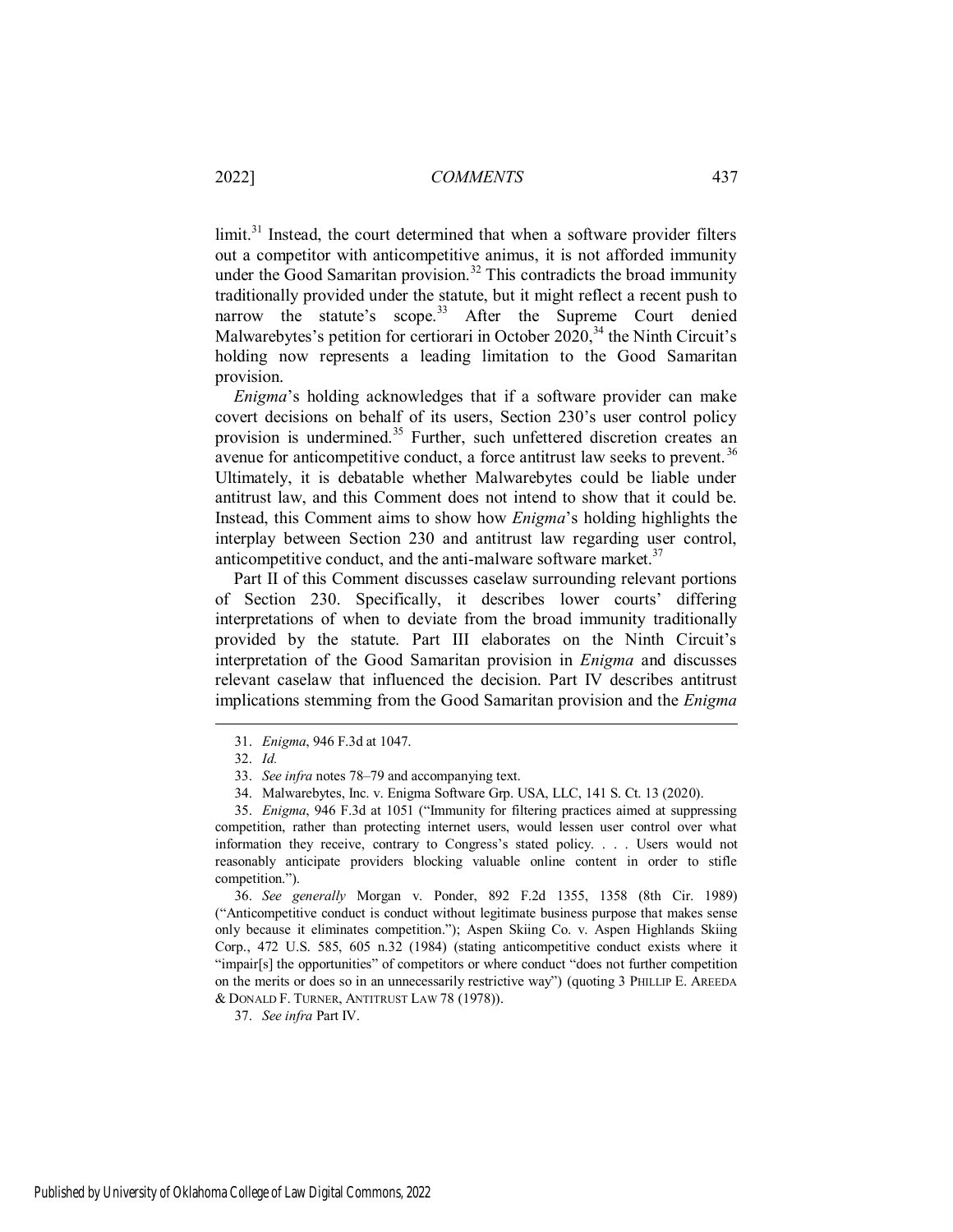limit.[31] Instead, the court determined that when a software provider filters out a competitor with anticompetitive animus, it is not afforded immunity under the Good Samaritan provision.[32] This contradicts the broad immunity traditionally provided under the statute, but it might reflect a recent push to narrow the statute's scope.[33] After the Supreme Court denied Malwarebytes's petition for certiorari in October 2020,[34] the Ninth Circuit's holding now represents a leading limitation to the Good Samaritan provision.

*Enigma*'s holding acknowledges that if a software provider can make covert decisions on behalf of its users, Section 230's user control policy provision is undermined.[35] Further, such unfettered discretion creates an avenue for anticompetitive conduct, a force antitrust law seeks to prevent.[36] Ultimately, it is debatable whether Malwarebytes could be liable under antitrust law, and this Comment does not intend to show that it could be. Instead, this Comment aims to show how *Enigma*'s holding highlights the interplay between Section 230 and antitrust law regarding user control, anticompetitive conduct, and the anti-malware software market.[37]

Part II of this Comment discusses caselaw surrounding relevant portions of Section 230. Specifically, it describes lower courts' differing interpretations of when to deviate from the broad immunity traditionally provided by the statute. Part III elaborates on the Ninth Circuit's interpretation of the Good Samaritan provision in *Enigma* and discusses relevant caselaw that influenced the decision. Part IV describes antitrust implications stemming from the Good Samaritan provision and the *Enigma*

---

31. *Enigma*, 946 F.3d at 1047.

32. *Id.*

33. *See infra* notes 78–79 and accompanying text.

34. Malwarebytes, Inc. v. Enigma Software Grp. USA, LLC, 141 S. Ct. 13 (2020).

35. *Enigma*, 946 F.3d at 1051 ("Immunity for filtering practices aimed at suppressing competition, rather than protecting internet users, would lessen user control over what information they receive, contrary to Congress's stated policy. . . . Users would not reasonably anticipate providers blocking valuable online content in order to stifle competition.").

36. *See generally* Morgan v. Ponder, 892 F.2d 1355, 1358 (8th Cir. 1989) ("Anticompetitive conduct is conduct without legitimate business purpose that makes sense only because it eliminates competition."); Aspen Skiing Co. v. Aspen Highlands Skiing Corp., 472 U.S. 585, 605 n.32 (1984) (stating anticompetitive conduct exists where it "impair[s] the opportunities" of competitors or where conduct "does not further competition on the merits or does so in an unnecessarily restrictive way") (quoting 3 PHILLIP E. AREEDA & DONALD F. TURNER, ANTITRUST LAW 78 (1978)).

37. *See infra* Part IV.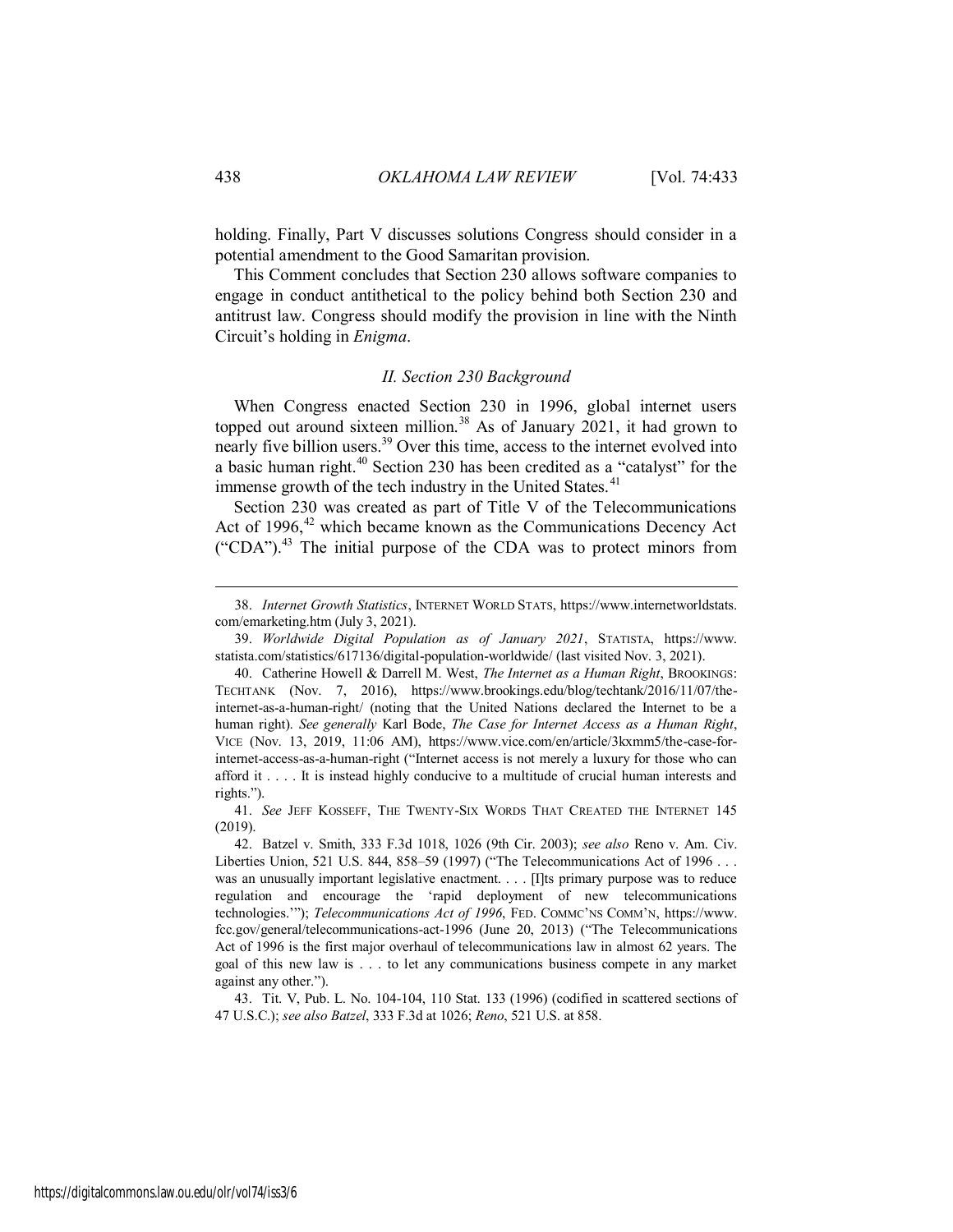holding. Finally, Part V discusses solutions Congress should consider in a potential amendment to the Good Samaritan provision.

This Comment concludes that Section 230 allows software companies to engage in conduct antithetical to the policy behind both Section 230 and antitrust law. Congress should modify the provision in line with the Ninth Circuit's holding in *Enigma*.

### *II. Section 230 Background*

When Congress enacted Section 230 in 1996, global internet users topped out around sixteen million.[38] As of January 2021, it had grown to nearly five billion users.[39] Over this time, access to the internet evolved into a basic human right.[40] Section 230 has been credited as a "catalyst" for the immense growth of the tech industry in the United States.[41]

Section 230 was created as part of Title V of the Telecommunications Act of 1996,[42] which became known as the Communications Decency Act ("CDA").[43] The initial purpose of the CDA was to protect minors from

---

38. *Internet Growth Statistics*, INTERNET WORLD STATS, https://www.internetworldstats.com/emarketing.htm (July 3, 2021).

39. *Worldwide Digital Population as of January 2021*, STATISTA, https://www.statista.com/statistics/617136/digital-population-worldwide/ (last visited Nov. 3, 2021).

40. Catherine Howell & Darrell M. West, *The Internet as a Human Right*, BROOKINGS: TECHTANK (Nov. 7, 2016), https://www.brookings.edu/blog/techtank/2016/11/07/the-internet-as-a-human-right/ (noting that the United Nations declared the Internet to be a human right). *See generally* Karl Bode, *The Case for Internet Access as a Human Right*, VICE (Nov. 13, 2019, 11:06 AM), https://www.vice.com/en/article/3kxmm5/the-case-for-internet-access-as-a-human-right ("Internet access is not merely a luxury for those who can afford it . . . . It is instead highly conducive to a multitude of crucial human interests and rights.").

41. *See* JEFF KOSSEFF, THE TWENTY-SIX WORDS THAT CREATED THE INTERNET 145 (2019).

42. Batzel v. Smith, 333 F.3d 1018, 1026 (9th Cir. 2003); *see also* Reno v. Am. Civ. Liberties Union, 521 U.S. 844, 858–59 (1997) ("The Telecommunications Act of 1996 . . . was an unusually important legislative enactment. . . . [I]ts primary purpose was to reduce regulation and encourage the 'rapid deployment of new telecommunications technologies.'"); *Telecommunications Act of 1996*, FED. COMMC'NS COMM'N, https://www.fcc.gov/general/telecommunications-act-1996 (June 20, 2013) ("The Telecommunications Act of 1996 is the first major overhaul of telecommunications law in almost 62 years. The goal of this new law is . . . to let any communications business compete in any market against any other.").

43. Tit. V, Pub. L. No. 104-104, 110 Stat. 133 (1996) (codified in scattered sections of 47 U.S.C.); *see also Batzel*, 333 F.3d at 1026; *Reno*, 521 U.S. at 858.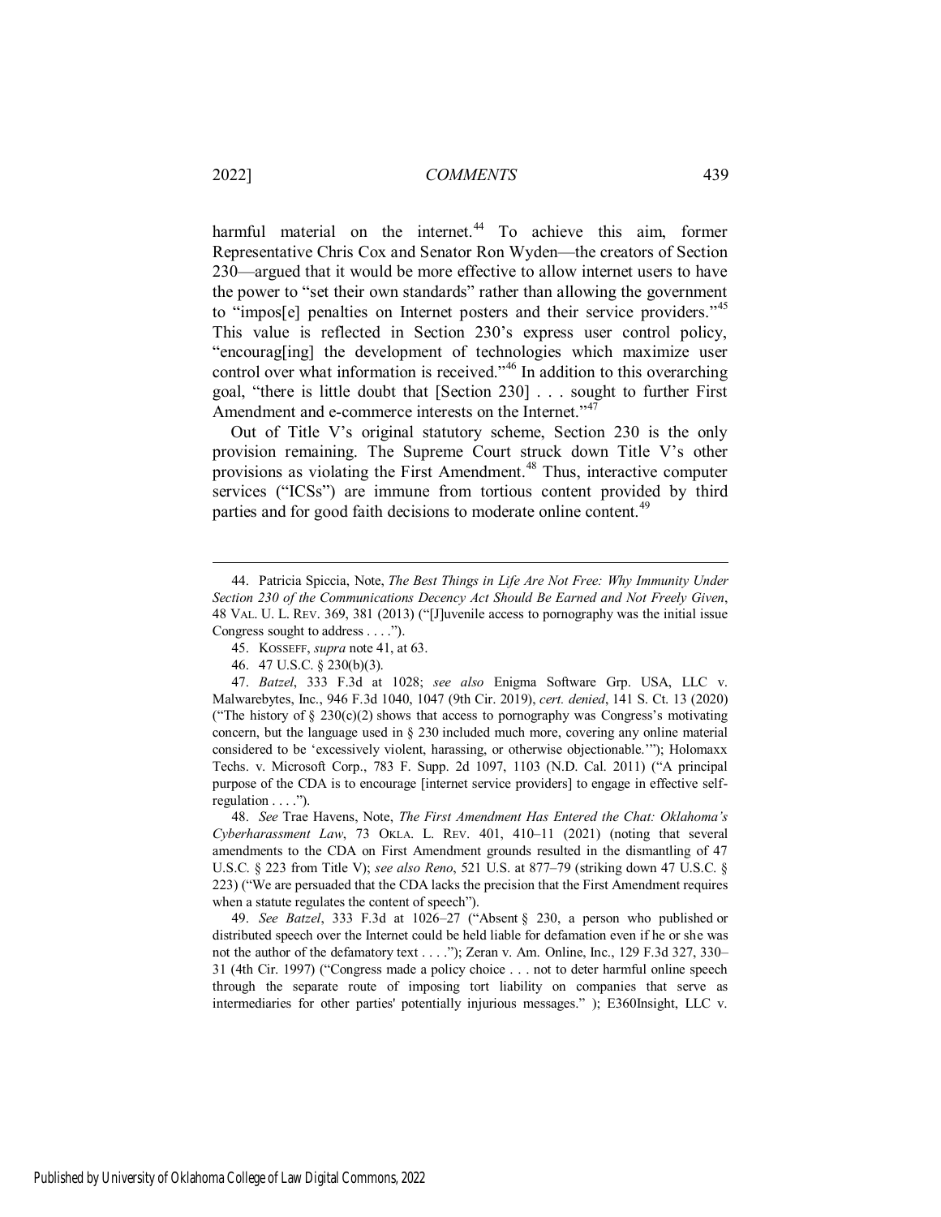harmful material on the internet.[44] To achieve this aim, former Representative Chris Cox and Senator Ron Wyden—the creators of Section 230—argued that it would be more effective to allow internet users to have the power to "set their own standards" rather than allowing the government to "impos[e] penalties on Internet posters and their service providers."[45] This value is reflected in Section 230's express user control policy, "encourag[ing] the development of technologies which maximize user control over what information is received."[46] In addition to this overarching goal, "there is little doubt that [Section 230] . . . sought to further First Amendment and e-commerce interests on the Internet."[47]

Out of Title V's original statutory scheme, Section 230 is the only provision remaining. The Supreme Court struck down Title V's other provisions as violating the First Amendment.[48] Thus, interactive computer services ("ICSs") are immune from tortious content provided by third parties and for good faith decisions to moderate online content.[49]

---

44. Patricia Spiccia, Note, *The Best Things in Life Are Not Free: Why Immunity Under Section 230 of the Communications Decency Act Should Be Earned and Not Freely Given*, 48 VAL. U. L. REV. 369, 381 (2013) ("[J]uvenile access to pornography was the initial issue Congress sought to address . . . .").

45. KOSSEFF, *supra* note 41, at 63.

46. 47 U.S.C. § 230(b)(3).

47. *Batzel*, 333 F.3d at 1028; *see also* Enigma Software Grp. USA, LLC v. Malwarebytes, Inc., 946 F.3d 1040, 1047 (9th Cir. 2019), *cert. denied*, 141 S. Ct. 13 (2020) ("The history of § 230(c)(2) shows that access to pornography was Congress's motivating concern, but the language used in § 230 included much more, covering any online material considered to be 'excessively violent, harassing, or otherwise objectionable.'"); Holomaxx Techs. v. Microsoft Corp., 783 F. Supp. 2d 1097, 1103 (N.D. Cal. 2011) ("A principal purpose of the CDA is to encourage [internet service providers] to engage in effective self-regulation . . . .").

48. *See* Trae Havens, Note, *The First Amendment Has Entered the Chat: Oklahoma's Cyberharassment Law*, 73 OKLA. L. REV. 401, 410–11 (2021) (noting that several amendments to the CDA on First Amendment grounds resulted in the dismantling of 47 U.S.C. § 223 from Title V); *see also Reno*, 521 U.S. at 877–79 (striking down 47 U.S.C. § 223) ("We are persuaded that the CDA lacks the precision that the First Amendment requires when a statute regulates the content of speech").

49. *See Batzel*, 333 F.3d at 1026–27 ("Absent § 230, a person who published or distributed speech over the Internet could be held liable for defamation even if he or she was not the author of the defamatory text . . . ."); Zeran v. Am. Online, Inc., 129 F.3d 327, 330–31 (4th Cir. 1997) ("Congress made a policy choice . . . not to deter harmful online speech through the separate route of imposing tort liability on companies that serve as intermediaries for other parties' potentially injurious messages." ); E360Insight, LLC v.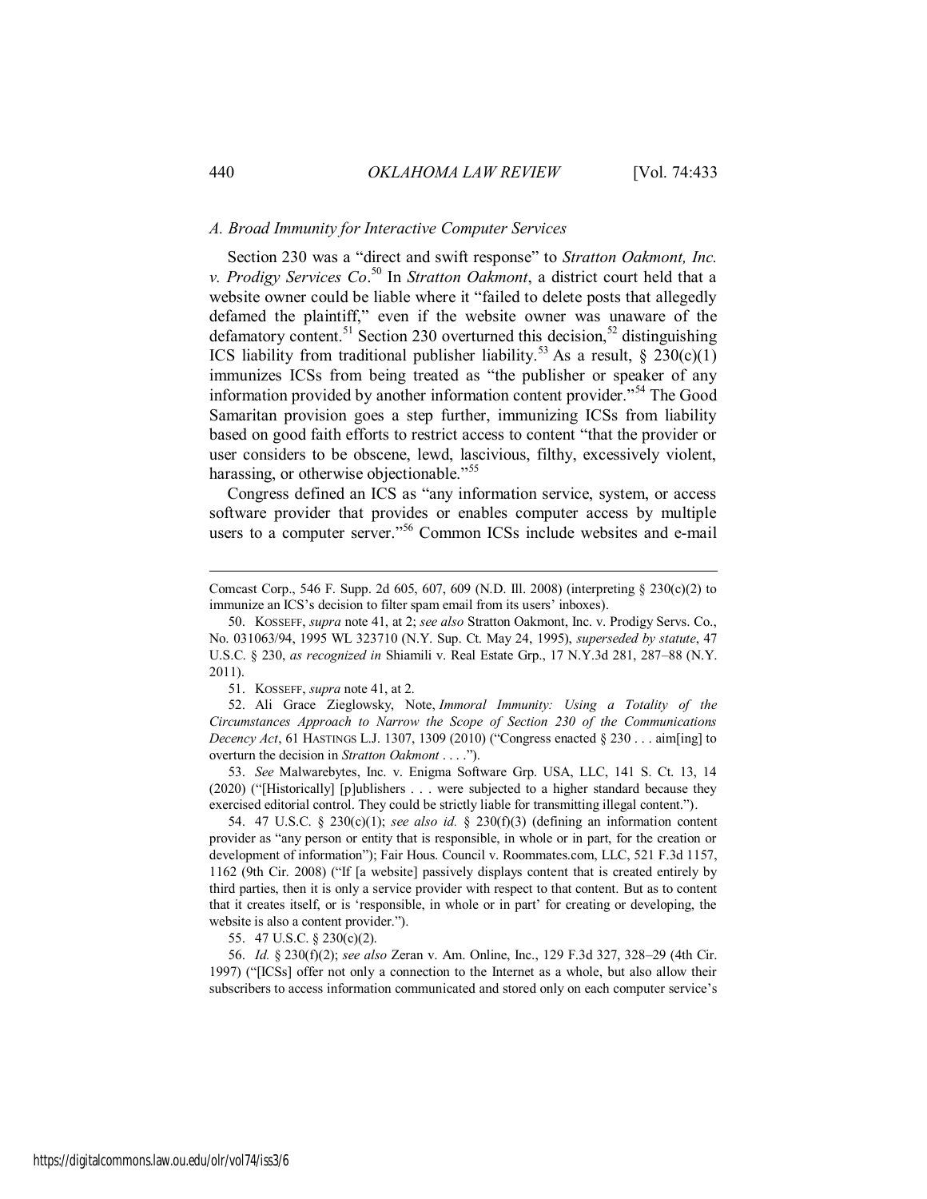### *A. Broad Immunity for Interactive Computer Services*

Section 230 was a "direct and swift response" to *Stratton Oakmont, Inc. v. Prodigy Services Co*.[50] In *Stratton Oakmont*, a district court held that a website owner could be liable where it "failed to delete posts that allegedly defamed the plaintiff," even if the website owner was unaware of the defamatory content.[51] Section 230 overturned this decision,[52] distinguishing ICS liability from traditional publisher liability.[53] As a result, § 230(c)(1) immunizes ICSs from being treated as "the publisher or speaker of any information provided by another information content provider."[54] The Good Samaritan provision goes a step further, immunizing ICSs from liability based on good faith efforts to restrict access to content "that the provider or user considers to be obscene, lewd, lascivious, filthy, excessively violent, harassing, or otherwise objectionable."[55]

Congress defined an ICS as "any information service, system, or access software provider that provides or enables computer access by multiple users to a computer server."[56] Common ICSs include websites and e-mail

---

Comcast Corp., 546 F. Supp. 2d 605, 607, 609 (N.D. Ill. 2008) (interpreting § 230(c)(2) to immunize an ICS's decision to filter spam email from its users' inboxes).

50. KOSSEFF, *supra* note 41, at 2; *see also* Stratton Oakmont, Inc. v. Prodigy Servs. Co., No. 031063/94, 1995 WL 323710 (N.Y. Sup. Ct. May 24, 1995), *superseded by statute*, 47 U.S.C. § 230, *as recognized in* Shiamili v. Real Estate Grp., 17 N.Y.3d 281, 287–88 (N.Y. 2011).

51. KOSSEFF, *supra* note 41, at 2.

52. Ali Grace Zieglowsky, Note, *Immoral Immunity: Using a Totality of the Circumstances Approach to Narrow the Scope of Section 230 of the Communications Decency Act*, 61 HASTINGS L.J. 1307, 1309 (2010) ("Congress enacted § 230 . . . aim[ing] to overturn the decision in *Stratton Oakmont* . . . .").

53. *See* Malwarebytes, Inc. v. Enigma Software Grp. USA, LLC, 141 S. Ct. 13, 14 (2020) ("[Historically] [p]ublishers . . . were subjected to a higher standard because they exercised editorial control. They could be strictly liable for transmitting illegal content.").

54. 47 U.S.C. § 230(c)(1); *see also id.* § 230(f)(3) (defining an information content provider as "any person or entity that is responsible, in whole or in part, for the creation or development of information"); Fair Hous. Council v. Roommates.com, LLC, 521 F.3d 1157, 1162 (9th Cir. 2008) ("If [a website] passively displays content that is created entirely by third parties, then it is only a service provider with respect to that content. But as to content that it creates itself, or is 'responsible, in whole or in part' for creating or developing, the website is also a content provider.").

55. 47 U.S.C. § 230(c)(2).

56. *Id.* § 230(f)(2); *see also* Zeran v. Am. Online, Inc., 129 F.3d 327, 328–29 (4th Cir. 1997) ("[ICSs] offer not only a connection to the Internet as a whole, but also allow their subscribers to access information communicated and stored only on each computer service's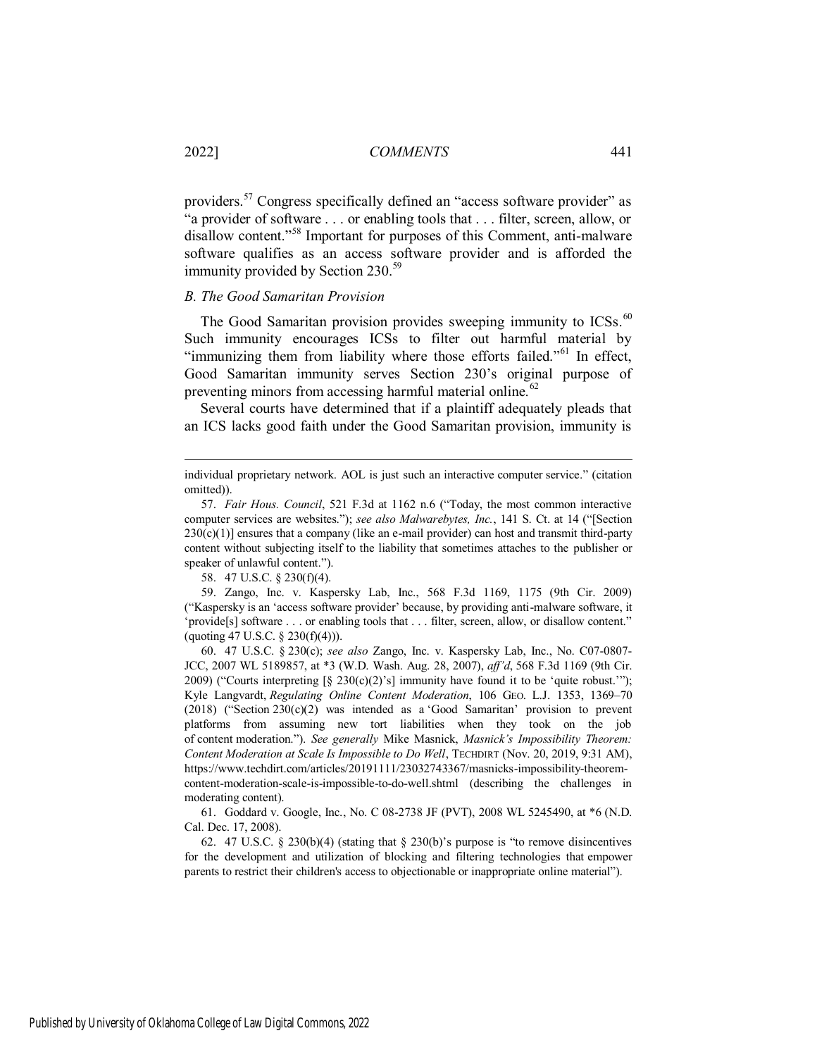providers.[57] Congress specifically defined an "access software provider" as "a provider of software . . . or enabling tools that . . . filter, screen, allow, or disallow content."[58] Important for purposes of this Comment, anti-malware software qualifies as an access software provider and is afforded the immunity provided by Section 230.[59]

### *B. The Good Samaritan Provision*

The Good Samaritan provision provides sweeping immunity to ICSs.[60] Such immunity encourages ICSs to filter out harmful material by "immunizing them from liability where those efforts failed."[61] In effect, Good Samaritan immunity serves Section 230's original purpose of preventing minors from accessing harmful material online.[62]

Several courts have determined that if a plaintiff adequately pleads that an ICS lacks good faith under the Good Samaritan provision, immunity is

---

individual proprietary network. AOL is just such an interactive computer service." (citation omitted)).

57. *Fair Hous. Council*, 521 F.3d at 1162 n.6 ("Today, the most common interactive computer services are websites."); *see also Malwarebytes, Inc.*, 141 S. Ct. at 14 ("[Section 230(c)(1)] ensures that a company (like an e-mail provider) can host and transmit third-party content without subjecting itself to the liability that sometimes attaches to the publisher or speaker of unlawful content.").

58. 47 U.S.C. § 230(f)(4).

59. Zango, Inc. v. Kaspersky Lab, Inc., 568 F.3d 1169, 1175 (9th Cir. 2009) ("Kaspersky is an 'access software provider' because, by providing anti-malware software, it 'provide[s] software . . . or enabling tools that . . . filter, screen, allow, or disallow content." (quoting 47 U.S.C. § 230(f)(4))).

60. 47 U.S.C. § 230(c); *see also* Zango, Inc. v. Kaspersky Lab, Inc., No. C07-0807-JCC, 2007 WL 5189857, at *3 (W.D. Wash. Aug. 28, 2007), *aff'd*, 568 F.3d 1169 (9th Cir. 2009) ("Courts interpreting [§ 230(c)(2)'s] immunity have found it to be 'quite robust.'"); Kyle Langvardt, *Regulating Online Content Moderation*, 106 GEO. L.J. 1353, 1369–70 (2018) ("Section 230(c)(2) was intended as a 'Good Samaritan' provision to prevent platforms from assuming new tort liabilities when they took on the job of content moderation."). *See generally* Mike Masnick, *Masnick's Impossibility Theorem: Content Moderation at Scale Is Impossible to Do Well*, TECHDIRT (Nov. 20, 2019, 9:31 AM), https://www.techdirt.com/articles/20191111/23032743367/masnicks-impossibility-theorem-content-moderation-scale-is-impossible-to-do-well.shtml (describing the challenges in moderating content).

61. Goddard v. Google, Inc., No. C 08-2738 JF (PVT), 2008 WL 5245490, at *6 (N.D. Cal. Dec. 17, 2008).

62. 47 U.S.C. § 230(b)(4) (stating that § 230(b)'s purpose is "to remove disincentives for the development and utilization of blocking and filtering technologies that empower parents to restrict their children's access to objectionable or inappropriate online material").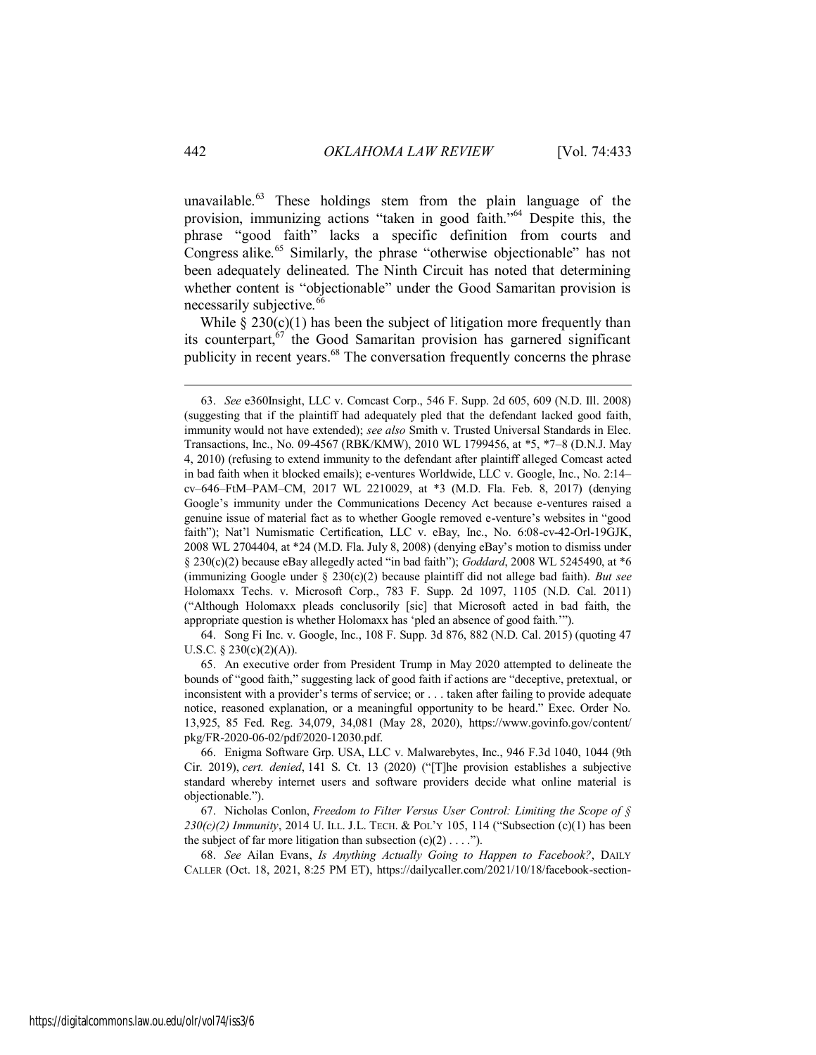unavailable.[63] These holdings stem from the plain language of the provision, immunizing actions "taken in good faith."[64] Despite this, the phrase "good faith" lacks a specific definition from courts and Congress alike.[65] Similarly, the phrase "otherwise objectionable" has not been adequately delineated. The Ninth Circuit has noted that determining whether content is "objectionable" under the Good Samaritan provision is necessarily subjective.[66]

While § 230(c)(1) has been the subject of litigation more frequently than its counterpart,[67] the Good Samaritan provision has garnered significant publicity in recent years.[68] The conversation frequently concerns the phrase

---

63. *See* e360Insight, LLC v. Comcast Corp., 546 F. Supp. 2d 605, 609 (N.D. Ill. 2008) (suggesting that if the plaintiff had adequately pled that the defendant lacked good faith, immunity would not have extended); *see also* Smith v. Trusted Universal Standards in Elec. Transactions, Inc., No. 09-4567 (RBK/KMW), 2010 WL 1799456, at *5, *7–8 (D.N.J. May 4, 2010) (refusing to extend immunity to the defendant after plaintiff alleged Comcast acted in bad faith when it blocked emails); e-ventures Worldwide, LLC v. Google, Inc., No. 2:14–cv–646–FtM–PAM–CM, 2017 WL 2210029, at *3 (M.D. Fla. Feb. 8, 2017) (denying Google's immunity under the Communications Decency Act because e-ventures raised a genuine issue of material fact as to whether Google removed e-venture's websites in "good faith"); Nat'l Numismatic Certification, LLC v. eBay, Inc., No. 6:08-cv-42-Orl-19GJK, 2008 WL 2704404, at *24 (M.D. Fla. July 8, 2008) (denying eBay's motion to dismiss under § 230(c)(2) because eBay allegedly acted "in bad faith"); *Goddard*, 2008 WL 5245490, at *6 (immunizing Google under § 230(c)(2) because plaintiff did not allege bad faith). *But see* Holomaxx Techs. v. Microsoft Corp., 783 F. Supp. 2d 1097, 1105 (N.D. Cal. 2011) ("Although Holomaxx pleads conclusorily [sic] that Microsoft acted in bad faith, the appropriate question is whether Holomaxx has 'pled an absence of good faith.'").

64. Song Fi Inc. v. Google, Inc., 108 F. Supp. 3d 876, 882 (N.D. Cal. 2015) (quoting 47 U.S.C. § 230(c)(2)(A)).

65. An executive order from President Trump in May 2020 attempted to delineate the bounds of "good faith," suggesting lack of good faith if actions are "deceptive, pretextual, or inconsistent with a provider's terms of service; or . . . taken after failing to provide adequate notice, reasoned explanation, or a meaningful opportunity to be heard." Exec. Order No. 13,925, 85 Fed. Reg. 34,079, 34,081 (May 28, 2020), https://www.govinfo.gov/content/pkg/FR-2020-06-02/pdf/2020-12030.pdf.

66. Enigma Software Grp. USA, LLC v. Malwarebytes, Inc., 946 F.3d 1040, 1044 (9th Cir. 2019), *cert. denied*, 141 S. Ct. 13 (2020) ("[T]he provision establishes a subjective standard whereby internet users and software providers decide what online material is objectionable.").

67. Nicholas Conlon, *Freedom to Filter Versus User Control: Limiting the Scope of § 230(c)(2) Immunity*, 2014 U. ILL. J.L. TECH. & POL'Y 105, 114 ("Subsection (c)(1) has been the subject of far more litigation than subsection (c)(2) . . . .").

68. *See* Ailan Evans, *Is Anything Actually Going to Happen to Facebook?*, DAILY CALLER (Oct. 18, 2021, 8:25 PM ET), https://dailycaller.com/2021/10/18/facebook-section-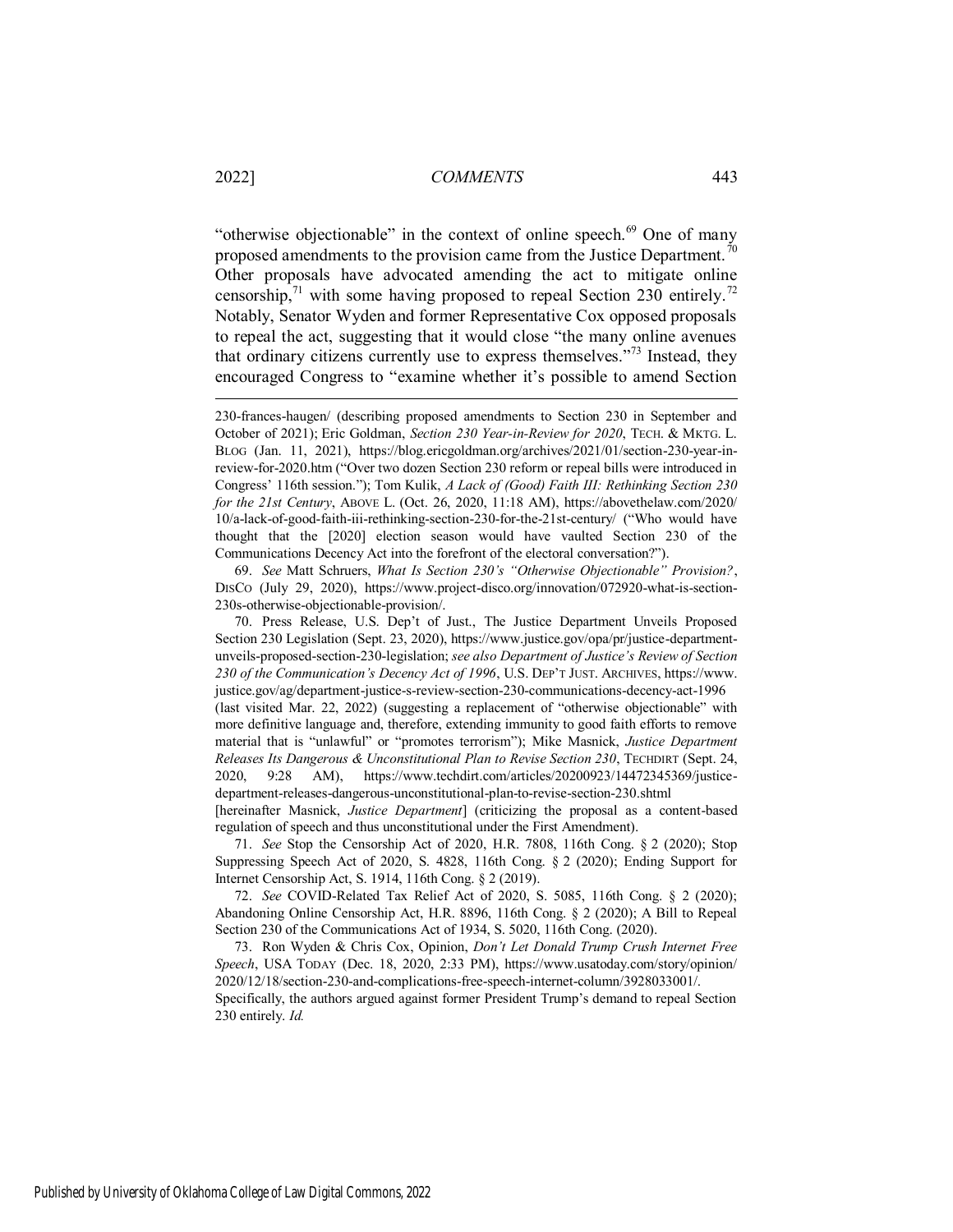"otherwise objectionable" in the context of online speech.[69] One of many proposed amendments to the provision came from the Justice Department.[70] Other proposals have advocated amending the act to mitigate online censorship,[71] with some having proposed to repeal Section 230 entirely.[72] Notably, Senator Wyden and former Representative Cox opposed proposals to repeal the act, suggesting that it would close "the many online avenues that ordinary citizens currently use to express themselves."[73] Instead, they encouraged Congress to "examine whether it's possible to amend Section

---

230-frances-haugen/ (describing proposed amendments to Section 230 in September and October of 2021); Eric Goldman, *Section 230 Year-in-Review for 2020*, TECH. & MKTG. L. BLOG (Jan. 11, 2021), https://blog.ericgoldman.org/archives/2021/01/section-230-year-in-review-for-2020.htm ("Over two dozen Section 230 reform or repeal bills were introduced in Congress' 116th session."); Tom Kulik, *A Lack of (Good) Faith III: Rethinking Section 230 for the 21st Century*, ABOVE L. (Oct. 26, 2020, 11:18 AM), https://abovethelaw.com/2020/10/a-lack-of-good-faith-iii-rethinking-section-230-for-the-21st-century/ ("Who would have thought that the [2020] election season would have vaulted Section 230 of the Communications Decency Act into the forefront of the electoral conversation?").

69. *See* Matt Schruers, *What Is Section 230's "Otherwise Objectionable" Provision?*, DISCO (July 29, 2020), https://www.project-disco.org/innovation/072920-what-is-section-230s-otherwise-objectionable-provision/.

70. Press Release, U.S. Dep't of Just., The Justice Department Unveils Proposed Section 230 Legislation (Sept. 23, 2020), https://www.justice.gov/opa/pr/justice-department-unveils-proposed-section-230-legislation; *see also Department of Justice's Review of Section 230 of the Communication's Decency Act of 1996*, U.S. DEP'T JUST. ARCHIVES, https://www.justice.gov/ag/department-justice-s-review-section-230-communications-decency-act-1996 (last visited Mar. 22, 2022) (suggesting a replacement of "otherwise objectionable" with more definitive language and, therefore, extending immunity to good faith efforts to remove material that is "unlawful" or "promotes terrorism"); Mike Masnick, *Justice Department Releases Its Dangerous & Unconstitutional Plan to Revise Section 230*, TECHDIRT (Sept. 24, 2020, 9:28 AM), https://www.techdirt.com/articles/20200923/14472345369/justice-department-releases-dangerous-unconstitutional-plan-to-revise-section-230.shtml [hereinafter Masnick, *Justice Department*] (criticizing the proposal as a content-based regulation of speech and thus unconstitutional under the First Amendment).

71. *See* Stop the Censorship Act of 2020, H.R. 7808, 116th Cong. § 2 (2020); Stop Suppressing Speech Act of 2020, S. 4828, 116th Cong. § 2 (2020); Ending Support for Internet Censorship Act, S. 1914, 116th Cong. § 2 (2019).

72. *See* COVID-Related Tax Relief Act of 2020, S. 5085, 116th Cong. § 2 (2020); Abandoning Online Censorship Act, H.R. 8896, 116th Cong. § 2 (2020); A Bill to Repeal Section 230 of the Communications Act of 1934, S. 5020, 116th Cong. (2020).

73. Ron Wyden & Chris Cox, Opinion, *Don't Let Donald Trump Crush Internet Free Speech*, USA TODAY (Dec. 18, 2020, 2:33 PM), https://www.usatoday.com/story/opinion/2020/12/18/section-230-and-complications-free-speech-internet-column/3928033001/. Specifically, the authors argued against former President Trump's demand to repeal Section 230 entirely. *Id.*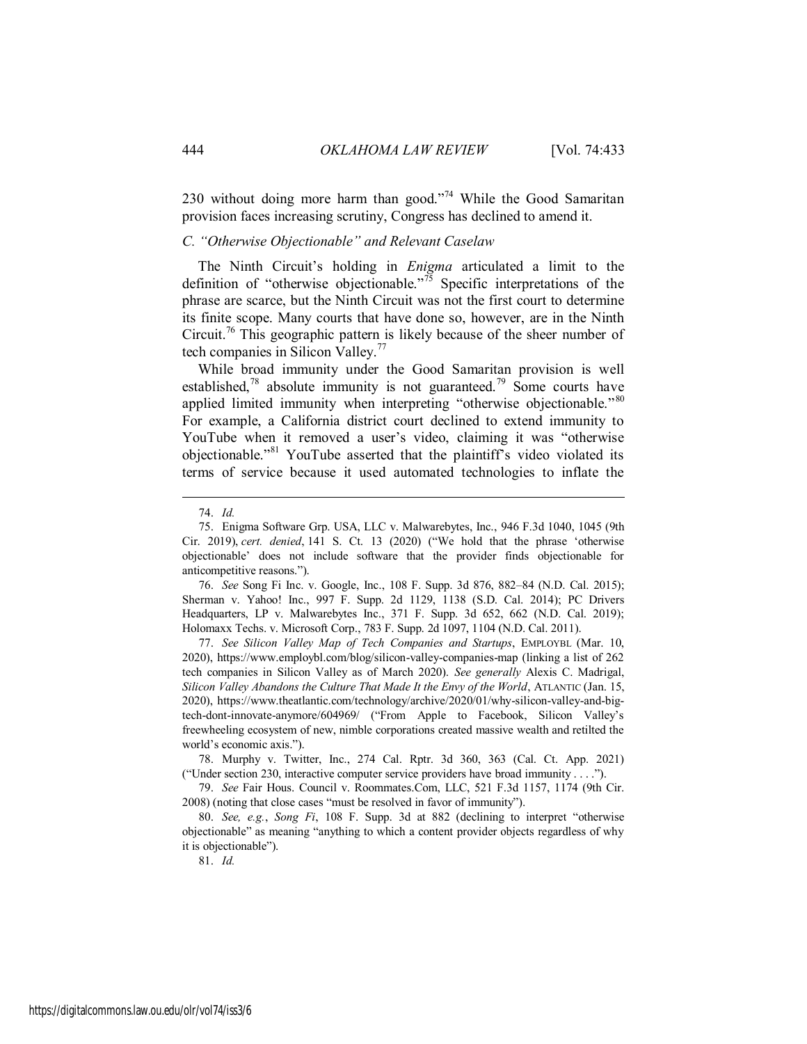230 without doing more harm than good."[74] While the Good Samaritan provision faces increasing scrutiny, Congress has declined to amend it.

### *C. "Otherwise Objectionable" and Relevant Caselaw*

The Ninth Circuit's holding in *Enigma* articulated a limit to the definition of "otherwise objectionable."[75] Specific interpretations of the phrase are scarce, but the Ninth Circuit was not the first court to determine its finite scope. Many courts that have done so, however, are in the Ninth Circuit.[76] This geographic pattern is likely because of the sheer number of tech companies in Silicon Valley.[77]

While broad immunity under the Good Samaritan provision is well established,[78] absolute immunity is not guaranteed.[79] Some courts have applied limited immunity when interpreting "otherwise objectionable."[80] For example, a California district court declined to extend immunity to YouTube when it removed a user's video, claiming it was "otherwise objectionable."[81] YouTube asserted that the plaintiff's video violated its terms of service because it used automated technologies to inflate the

---

74. *Id.*

75. Enigma Software Grp. USA, LLC v. Malwarebytes, Inc., 946 F.3d 1040, 1045 (9th Cir. 2019), *cert. denied*, 141 S. Ct. 13 (2020) ("We hold that the phrase 'otherwise objectionable' does not include software that the provider finds objectionable for anticompetitive reasons.").

76. *See* Song Fi Inc. v. Google, Inc., 108 F. Supp. 3d 876, 882–84 (N.D. Cal. 2015); Sherman v. Yahoo! Inc., 997 F. Supp. 2d 1129, 1138 (S.D. Cal. 2014); PC Drivers Headquarters, LP v. Malwarebytes Inc., 371 F. Supp. 3d 652, 662 (N.D. Cal. 2019); Holomaxx Techs. v. Microsoft Corp., 783 F. Supp. 2d 1097, 1104 (N.D. Cal. 2011).

77. *See Silicon Valley Map of Tech Companies and Startups*, EMPLOYBL (Mar. 10, 2020), https://www.employbl.com/blog/silicon-valley-companies-map (linking a list of 262 tech companies in Silicon Valley as of March 2020). *See generally* Alexis C. Madrigal, *Silicon Valley Abandons the Culture That Made It the Envy of the World*, ATLANTIC (Jan. 15, 2020), https://www.theatlantic.com/technology/archive/2020/01/why-silicon-valley-and-big-tech-dont-innovate-anymore/604969/ ("From Apple to Facebook, Silicon Valley's freewheeling ecosystem of new, nimble corporations created massive wealth and retilted the world's economic axis.").

78. Murphy v. Twitter, Inc., 274 Cal. Rptr. 3d 360, 363 (Cal. Ct. App. 2021) ("Under section 230, interactive computer service providers have broad immunity . . . .").

79. *See* Fair Hous. Council v. Roommates.Com, LLC, 521 F.3d 1157, 1174 (9th Cir. 2008) (noting that close cases "must be resolved in favor of immunity").

80. *See, e.g.*, *Song Fi*, 108 F. Supp. 3d at 882 (declining to interpret "otherwise objectionable" as meaning "anything to which a content provider objects regardless of why it is objectionable").

81. *Id.*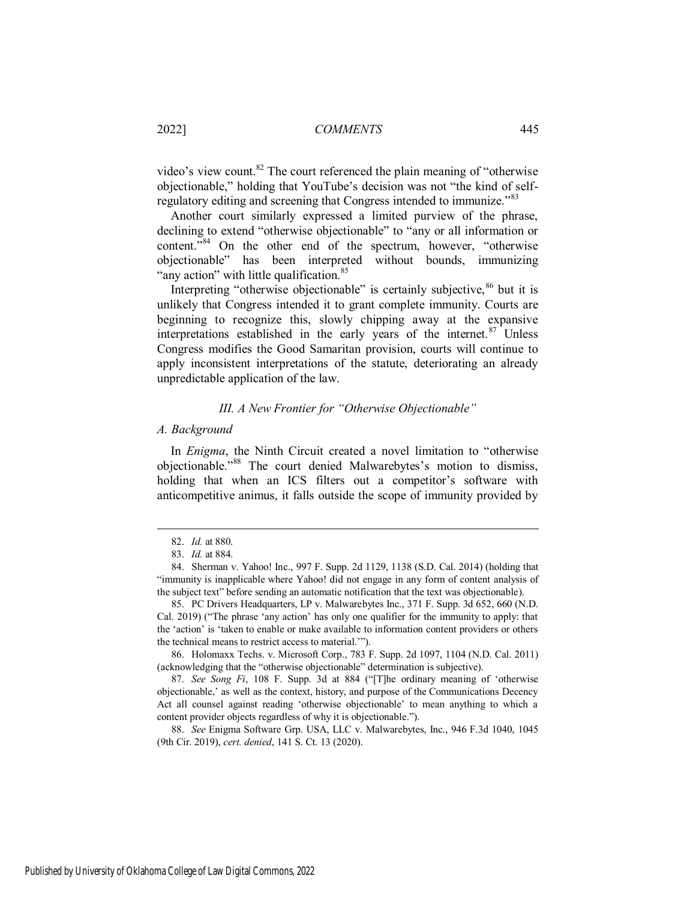video's view count.[82] The court referenced the plain meaning of "otherwise objectionable," holding that YouTube's decision was not "the kind of self-regulatory editing and screening that Congress intended to immunize."[83]

Another court similarly expressed a limited purview of the phrase, declining to extend "otherwise objectionable" to "any or all information or content."[84] On the other end of the spectrum, however, "otherwise objectionable" has been interpreted without bounds, immunizing "any action" with little qualification.[85]

Interpreting "otherwise objectionable" is certainly subjective,[86] but it is unlikely that Congress intended it to grant complete immunity. Courts are beginning to recognize this, slowly chipping away at the expansive interpretations established in the early years of the internet.[87] Unless Congress modifies the Good Samaritan provision, courts will continue to apply inconsistent interpretations of the statute, deteriorating an already unpredictable application of the law.

### *III. A New Frontier for "Otherwise Objectionable"*

#### *A. Background*

In *Enigma*, the Ninth Circuit created a novel limitation to "otherwise objectionable."[88] The court denied Malwarebytes's motion to dismiss, holding that when an ICS filters out a competitor's software with anticompetitive animus, it falls outside the scope of immunity provided by

---

82. *Id.* at 880.

83. *Id.* at 884.

84. Sherman v. Yahoo! Inc., 997 F. Supp. 2d 1129, 1138 (S.D. Cal. 2014) (holding that "immunity is inapplicable where Yahoo! did not engage in any form of content analysis of the subject text" before sending an automatic notification that the text was objectionable).

85. PC Drivers Headquarters, LP v. Malwarebytes Inc., 371 F. Supp. 3d 652, 660 (N.D. Cal. 2019) ("The phrase 'any action' has only one qualifier for the immunity to apply: that the 'action' is 'taken to enable or make available to information content providers or others the technical means to restrict access to material.'").

86. Holomaxx Techs. v. Microsoft Corp., 783 F. Supp. 2d 1097, 1104 (N.D. Cal. 2011) (acknowledging that the "otherwise objectionable" determination is subjective).

87. *See Song Fi*, 108 F. Supp. 3d at 884 ("[T]he ordinary meaning of 'otherwise objectionable,' as well as the context, history, and purpose of the Communications Decency Act all counsel against reading 'otherwise objectionable' to mean anything to which a content provider objects regardless of why it is objectionable.").

88. *See* Enigma Software Grp. USA, LLC v. Malwarebytes, Inc., 946 F.3d 1040, 1045 (9th Cir. 2019), *cert. denied*, 141 S. Ct. 13 (2020).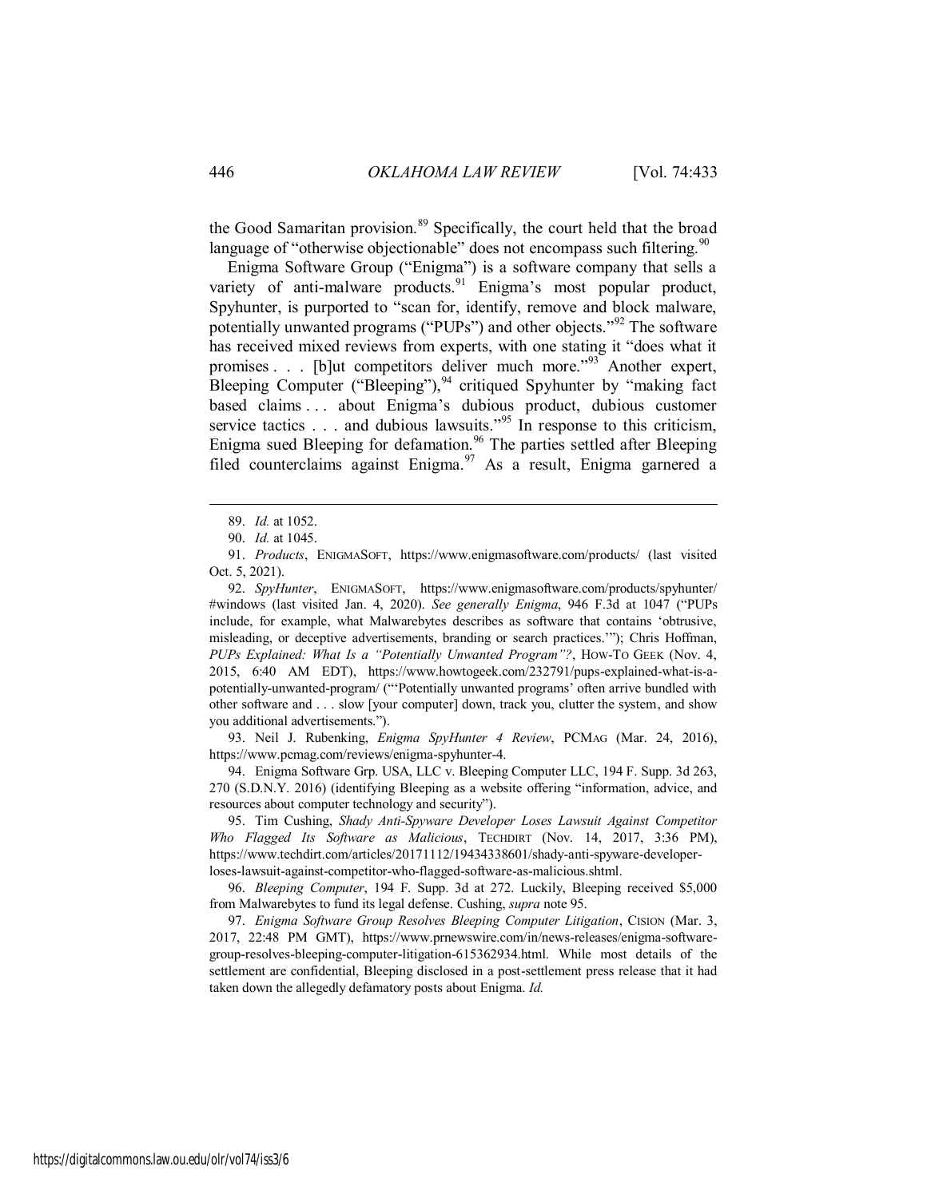the Good Samaritan provision.[89] Specifically, the court held that the broad language of "otherwise objectionable" does not encompass such filtering.[90]

Enigma Software Group ("Enigma") is a software company that sells a variety of anti-malware products.[91] Enigma's most popular product, Spyhunter, is purported to "scan for, identify, remove and block malware, potentially unwanted programs ("PUPs") and other objects."[92] The software has received mixed reviews from experts, with one stating it "does what it promises . . . [b]ut competitors deliver much more."[93] Another expert, Bleeping Computer ("Bleeping"),[94] critiqued Spyhunter by "making fact based claims . . . about Enigma's dubious product, dubious customer service tactics . . . and dubious lawsuits."[95] In response to this criticism, Enigma sued Bleeping for defamation.[96] The parties settled after Bleeping filed counterclaims against Enigma.[97] As a result, Enigma garnered a

---

89. *Id.* at 1052.

90. *Id.* at 1045.

91. *Products*, ENIGMASOFT, https://www.enigmasoftware.com/products/ (last visited Oct. 5, 2021).

92. *SpyHunter*, ENIGMASOFT, https://www.enigmasoftware.com/products/spyhunter/#windows (last visited Jan. 4, 2020). *See generally Enigma*, 946 F.3d at 1047 ("PUPs include, for example, what Malwarebytes describes as software that contains 'obtrusive, misleading, or deceptive advertisements, branding or search practices.'"); Chris Hoffman, *PUPs Explained: What Is a "Potentially Unwanted Program"?*, HOW-TO GEEK (Nov. 4, 2015, 6:40 AM EDT), https://www.howtogeek.com/232791/pups-explained-what-is-a-potentially-unwanted-program/ ("'Potentially unwanted programs' often arrive bundled with other software and . . . slow [your computer] down, track you, clutter the system, and show you additional advertisements.").

93. Neil J. Rubenking, *Enigma SpyHunter 4 Review*, PCMAG (Mar. 24, 2016), https://www.pcmag.com/reviews/enigma-spyhunter-4.

94. Enigma Software Grp. USA, LLC v. Bleeping Computer LLC, 194 F. Supp. 3d 263, 270 (S.D.N.Y. 2016) (identifying Bleeping as a website offering "information, advice, and resources about computer technology and security").

95. Tim Cushing, *Shady Anti-Spyware Developer Loses Lawsuit Against Competitor Who Flagged Its Software as Malicious*, TECHDIRT (Nov. 14, 2017, 3:36 PM), https://www.techdirt.com/articles/20171112/19434338601/shady-anti-spyware-developer-loses-lawsuit-against-competitor-who-flagged-software-as-malicious.shtml.

96. *Bleeping Computer*, 194 F. Supp. 3d at 272. Luckily, Bleeping received $5,000 from Malwarebytes to fund its legal defense. Cushing, *supra* note 95.

97. *Enigma Software Group Resolves Bleeping Computer Litigation*, CISION (Mar. 3, 2017, 22:48 PM GMT), https://www.prnewswire.com/in/news-releases/enigma-software-group-resolves-bleeping-computer-litigation-615362934.html. While most details of the settlement are confidential, Bleeping disclosed in a post-settlement press release that it had taken down the allegedly defamatory posts about Enigma. *Id.*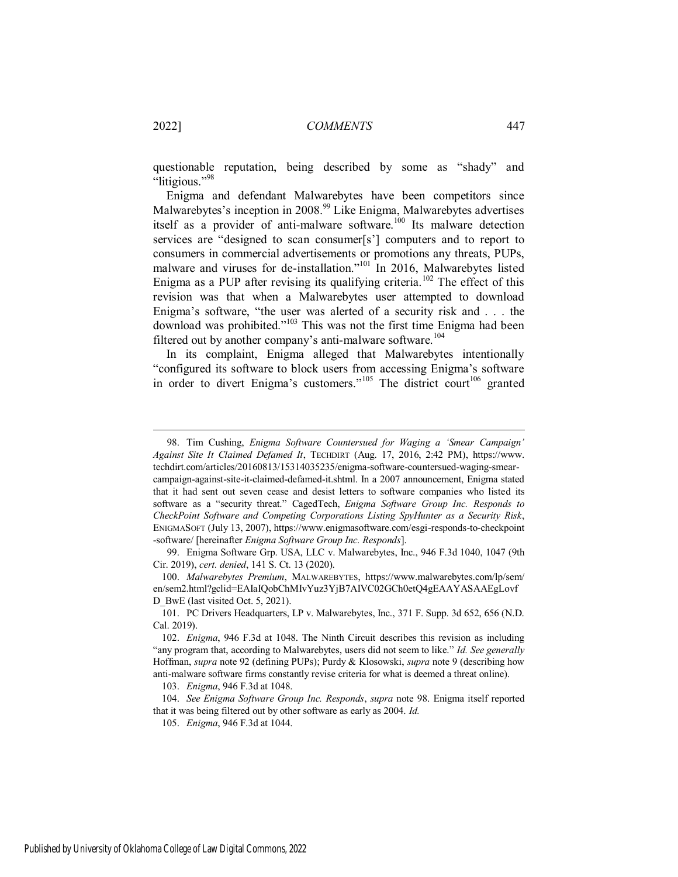questionable reputation, being described by some as "shady" and "litigious."[98]

Enigma and defendant Malwarebytes have been competitors since Malwarebytes's inception in 2008.[99] Like Enigma, Malwarebytes advertises itself as a provider of anti-malware software.[100] Its malware detection services are "designed to scan consumer[s'] computers and to report to consumers in commercial advertisements or promotions any threats, PUPs, malware and viruses for de-installation."[101] In 2016, Malwarebytes listed Enigma as a PUP after revising its qualifying criteria.[102] The effect of this revision was that when a Malwarebytes user attempted to download Enigma's software, "the user was alerted of a security risk and . . . the download was prohibited."[103] This was not the first time Enigma had been filtered out by another company's anti-malware software.[104]

In its complaint, Enigma alleged that Malwarebytes intentionally "configured its software to block users from accessing Enigma's software in order to divert Enigma's customers."[105] The district court[106] granted

---

98. Tim Cushing, *Enigma Software Countersued for Waging a 'Smear Campaign' Against Site It Claimed Defamed It*, TECHDIRT (Aug. 17, 2016, 2:42 PM), https://www.techdirt.com/articles/20160813/15314035235/enigma-software-countersued-waging-smear-campaign-against-site-it-claimed-defamed-it.shtml. In a 2007 announcement, Enigma stated that it had sent out seven cease and desist letters to software companies who listed its software as a "security threat." CagedTech, *Enigma Software Group Inc. Responds to CheckPoint Software and Competing Corporations Listing SpyHunter as a Security Risk*, ENIGMASOFT (July 13, 2007), https://www.enigmasoftware.com/esgi-responds-to-checkpoint-software/ [hereinafter *Enigma Software Group Inc. Responds*].

99. Enigma Software Grp. USA, LLC v. Malwarebytes, Inc., 946 F.3d 1040, 1047 (9th Cir. 2019), *cert. denied*, 141 S. Ct. 13 (2020).

100. *Malwarebytes Premium*, MALWAREBYTES, https://www.malwarebytes.com/lp/sem/en/sem2.html?gclid=EAIaIQobChMIvYuz3YjB7AIVC02GCh0etQ4gEAAYASAAEgLovfD_BwE (last visited Oct. 5, 2021).

101. PC Drivers Headquarters, LP v. Malwarebytes, Inc., 371 F. Supp. 3d 652, 656 (N.D. Cal. 2019).

102. *Enigma*, 946 F.3d at 1048. The Ninth Circuit describes this revision as including "any program that, according to Malwarebytes, users did not seem to like." *Id. See generally* Hoffman, *supra* note 92 (defining PUPs); Purdy & Klosowski, *supra* note 9 (describing how anti-malware software firms constantly revise criteria for what is deemed a threat online).

103. *Enigma*, 946 F.3d at 1048.

104. *See Enigma Software Group Inc. Responds*, *supra* note 98. Enigma itself reported that it was being filtered out by other software as early as 2004. *Id.*

105. *Enigma*, 946 F.3d at 1044.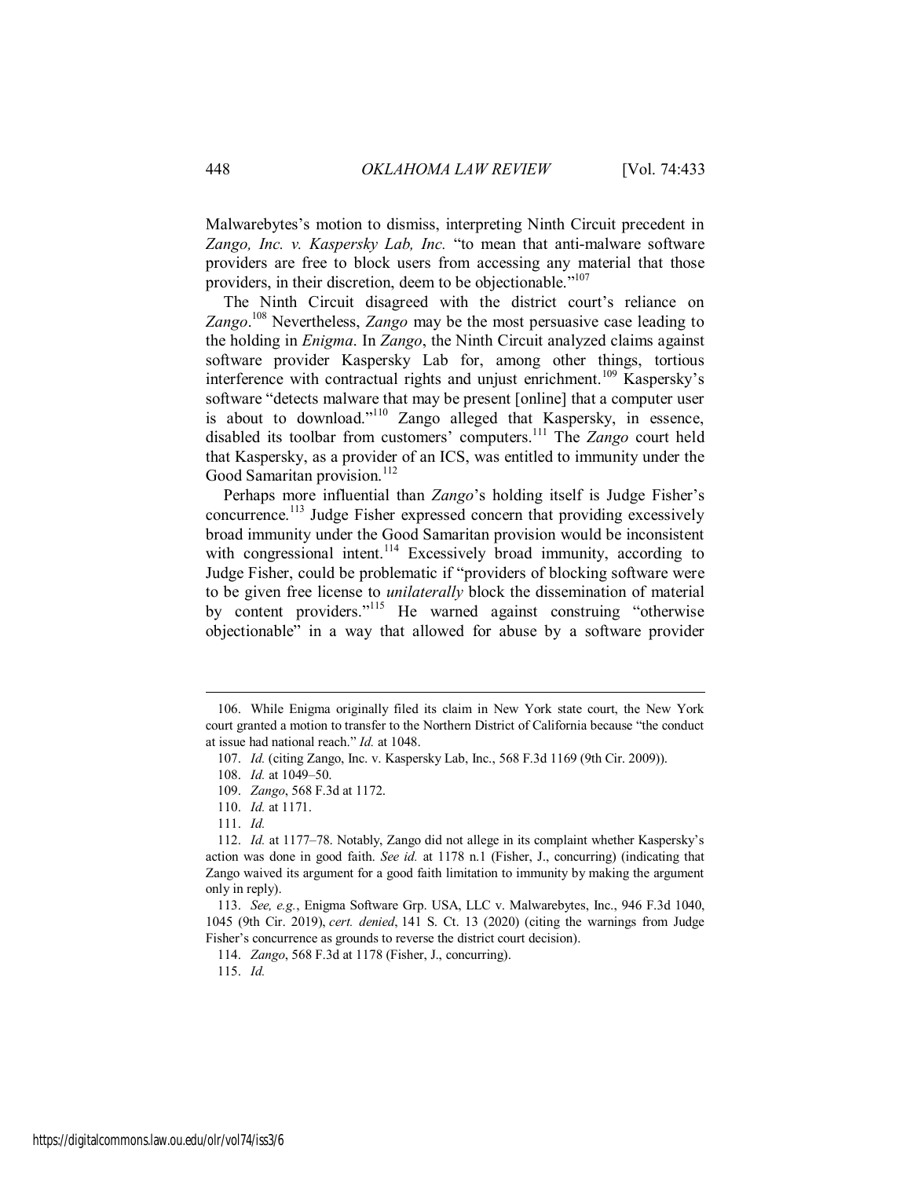Malwarebytes's motion to dismiss, interpreting Ninth Circuit precedent in *Zango, Inc. v. Kaspersky Lab, Inc.* "to mean that anti-malware software providers are free to block users from accessing any material that those providers, in their discretion, deem to be objectionable."[107]

The Ninth Circuit disagreed with the district court's reliance on *Zango*.[108] Nevertheless, *Zango* may be the most persuasive case leading to the holding in *Enigma*. In *Zango*, the Ninth Circuit analyzed claims against software provider Kaspersky Lab for, among other things, tortious interference with contractual rights and unjust enrichment.[109] Kaspersky's software "detects malware that may be present [online] that a computer user is about to download."[110] Zango alleged that Kaspersky, in essence, disabled its toolbar from customers' computers.[111] The *Zango* court held that Kaspersky, as a provider of an ICS, was entitled to immunity under the Good Samaritan provision.[112]

Perhaps more influential than *Zango*'s holding itself is Judge Fisher's concurrence.[113] Judge Fisher expressed concern that providing excessively broad immunity under the Good Samaritan provision would be inconsistent with congressional intent.[114] Excessively broad immunity, according to Judge Fisher, could be problematic if "providers of blocking software were to be given free license to *unilaterally* block the dissemination of material by content providers."[115] He warned against construing "otherwise objectionable" in a way that allowed for abuse by a software provider

---

106. While Enigma originally filed its claim in New York state court, the New York court granted a motion to transfer to the Northern District of California because "the conduct at issue had national reach." *Id.* at 1048.

107. *Id.* (citing Zango, Inc. v. Kaspersky Lab, Inc., 568 F.3d 1169 (9th Cir. 2009)).

108. *Id.* at 1049–50.

109. *Zango*, 568 F.3d at 1172.

110. *Id.* at 1171.

111. *Id.*

112. *Id.* at 1177–78. Notably, Zango did not allege in its complaint whether Kaspersky's action was done in good faith. *See id.* at 1178 n.1 (Fisher, J., concurring) (indicating that Zango waived its argument for a good faith limitation to immunity by making the argument only in reply).

113. *See, e.g.*, Enigma Software Grp. USA, LLC v. Malwarebytes, Inc., 946 F.3d 1040, 1045 (9th Cir. 2019), *cert. denied*, 141 S. Ct. 13 (2020) (citing the warnings from Judge Fisher's concurrence as grounds to reverse the district court decision).

114. *Zango*, 568 F.3d at 1178 (Fisher, J., concurring).

115. *Id.*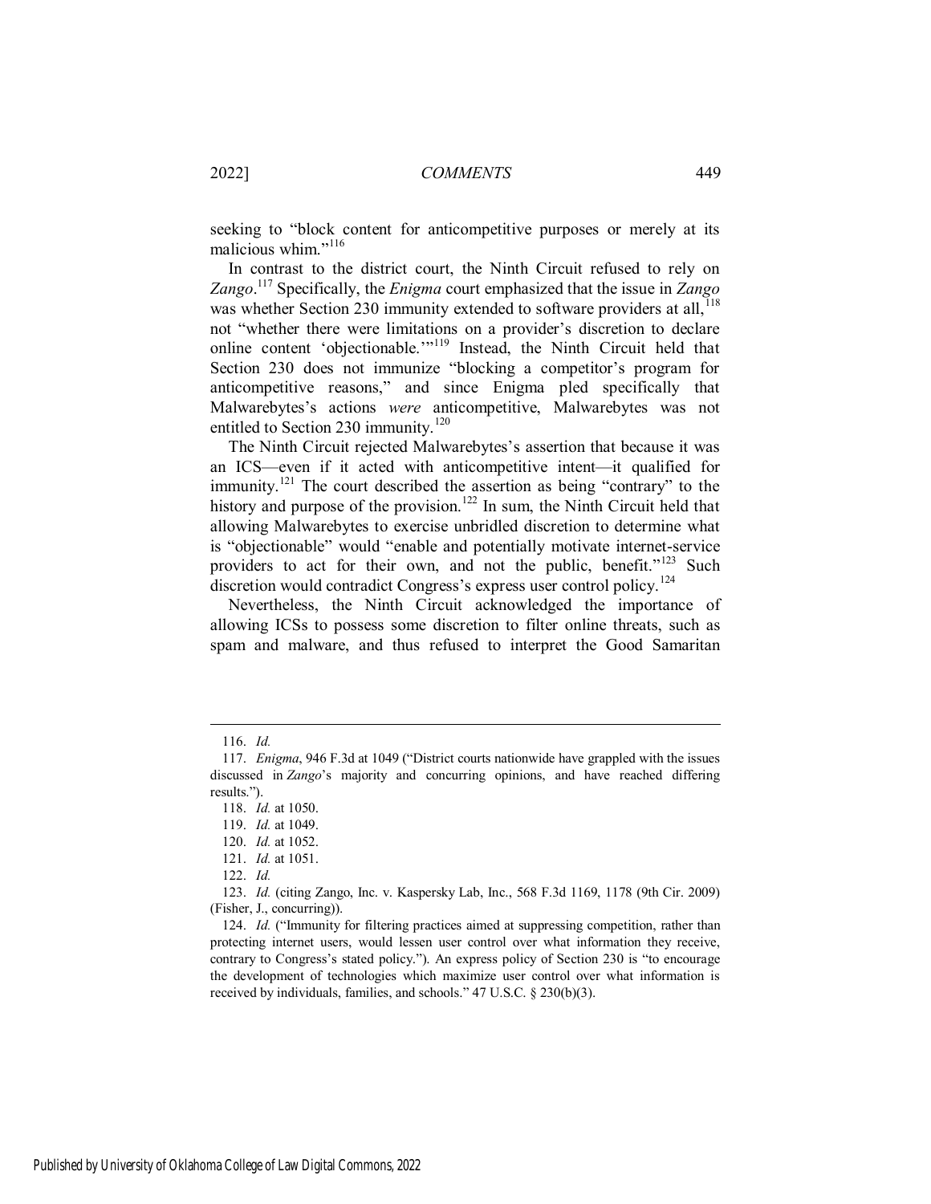seeking to "block content for anticompetitive purposes or merely at its malicious whim."[116]

In contrast to the district court, the Ninth Circuit refused to rely on *Zango*.[117] Specifically, the *Enigma* court emphasized that the issue in *Zango* was whether Section 230 immunity extended to software providers at all,[118] not "whether there were limitations on a provider's discretion to declare online content 'objectionable.'"[119] Instead, the Ninth Circuit held that Section 230 does not immunize "blocking a competitor's program for anticompetitive reasons," and since Enigma pled specifically that Malwarebytes's actions *were* anticompetitive, Malwarebytes was not entitled to Section 230 immunity.[120]

The Ninth Circuit rejected Malwarebytes's assertion that because it was an ICS—even if it acted with anticompetitive intent—it qualified for immunity.[121] The court described the assertion as being "contrary" to the history and purpose of the provision.[122] In sum, the Ninth Circuit held that allowing Malwarebytes to exercise unbridled discretion to determine what is "objectionable" would "enable and potentially motivate internet-service providers to act for their own, and not the public, benefit."[123] Such discretion would contradict Congress's express user control policy.[124]

Nevertheless, the Ninth Circuit acknowledged the importance of allowing ICSs to possess some discretion to filter online threats, such as spam and malware, and thus refused to interpret the Good Samaritan

---

116. *Id.*

117. *Enigma*, 946 F.3d at 1049 ("District courts nationwide have grappled with the issues discussed in *Zango*'s majority and concurring opinions, and have reached differing results.").

118. *Id.* at 1050.

119. *Id.* at 1049.

120. *Id.* at 1052.

121. *Id.* at 1051.

122. *Id.*

123. *Id.* (citing Zango, Inc. v. Kaspersky Lab, Inc., 568 F.3d 1169, 1178 (9th Cir. 2009) (Fisher, J., concurring)).

124. *Id.* ("Immunity for filtering practices aimed at suppressing competition, rather than protecting internet users, would lessen user control over what information they receive, contrary to Congress's stated policy."). An express policy of Section 230 is "to encourage the development of technologies which maximize user control over what information is received by individuals, families, and schools." 47 U.S.C. § 230(b)(3).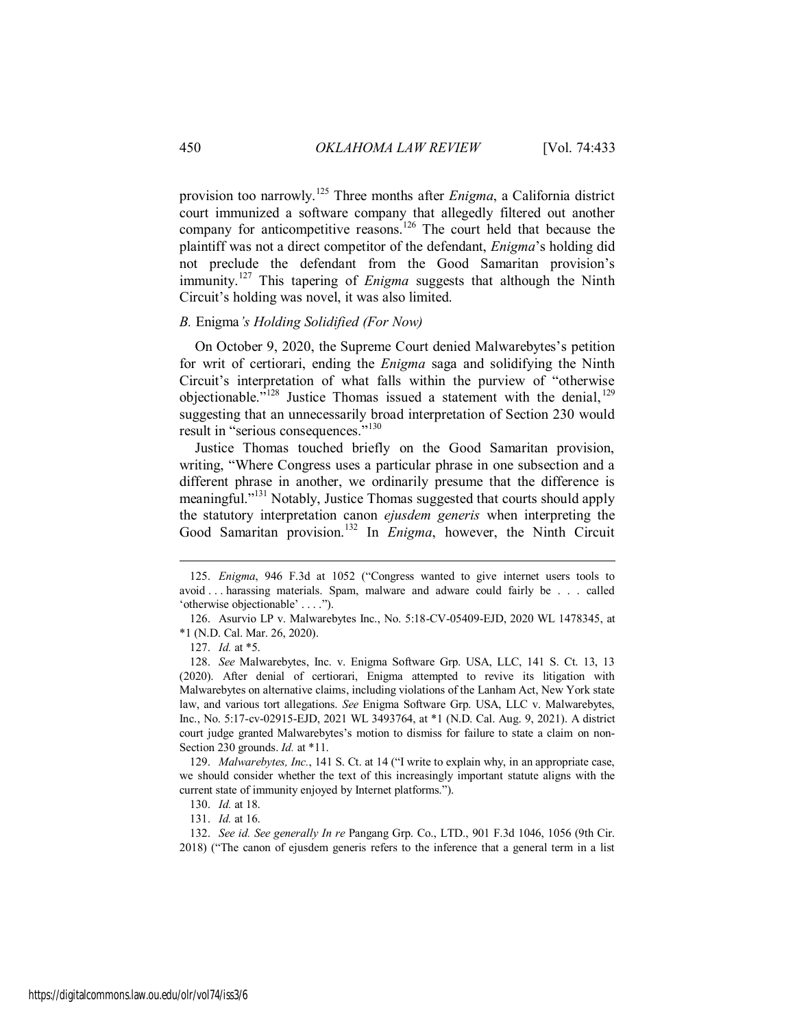provision too narrowly.[125] Three months after *Enigma*, a California district court immunized a software company that allegedly filtered out another company for anticompetitive reasons.[126] The court held that because the plaintiff was not a direct competitor of the defendant, *Enigma*'s holding did not preclude the defendant from the Good Samaritan provision's immunity.[127] This tapering of *Enigma* suggests that although the Ninth Circuit's holding was novel, it was also limited.

### *B.* Enigma*'s Holding Solidified (For Now)*

On October 9, 2020, the Supreme Court denied Malwarebytes's petition for writ of certiorari, ending the *Enigma* saga and solidifying the Ninth Circuit's interpretation of what falls within the purview of "otherwise objectionable."[128] Justice Thomas issued a statement with the denial,[129] suggesting that an unnecessarily broad interpretation of Section 230 would result in "serious consequences."[130]

Justice Thomas touched briefly on the Good Samaritan provision, writing, "Where Congress uses a particular phrase in one subsection and a different phrase in another, we ordinarily presume that the difference is meaningful."[131] Notably, Justice Thomas suggested that courts should apply the statutory interpretation canon *ejusdem generis* when interpreting the Good Samaritan provision.[132] In *Enigma*, however, the Ninth Circuit

---

125. *Enigma*, 946 F.3d at 1052 ("Congress wanted to give internet users tools to avoid . . . harassing materials. Spam, malware and adware could fairly be . . . called 'otherwise objectionable' . . . .").

126. Asurvio LP v. Malwarebytes Inc., No. 5:18-CV-05409-EJD, 2020 WL 1478345, at *1 (N.D. Cal. Mar. 26, 2020).

127. *Id.* at *5.

128. *See* Malwarebytes, Inc. v. Enigma Software Grp. USA, LLC, 141 S. Ct. 13, 13 (2020). After denial of certiorari, Enigma attempted to revive its litigation with Malwarebytes on alternative claims, including violations of the Lanham Act, New York state law, and various tort allegations. *See* Enigma Software Grp. USA, LLC v. Malwarebytes, Inc., No. 5:17-cv-02915-EJD, 2021 WL 3493764, at *1 (N.D. Cal. Aug. 9, 2021). A district court judge granted Malwarebytes's motion to dismiss for failure to state a claim on non-Section 230 grounds. *Id.* at *11.

129. *Malwarebytes, Inc.*, 141 S. Ct. at 14 ("I write to explain why, in an appropriate case, we should consider whether the text of this increasingly important statute aligns with the current state of immunity enjoyed by Internet platforms.").

130. *Id.* at 18.

131. *Id.* at 16.

132. *See id. See generally In re* Pangang Grp. Co., LTD., 901 F.3d 1046, 1056 (9th Cir. 2018) ("The canon of ejusdem generis refers to the inference that a general term in a list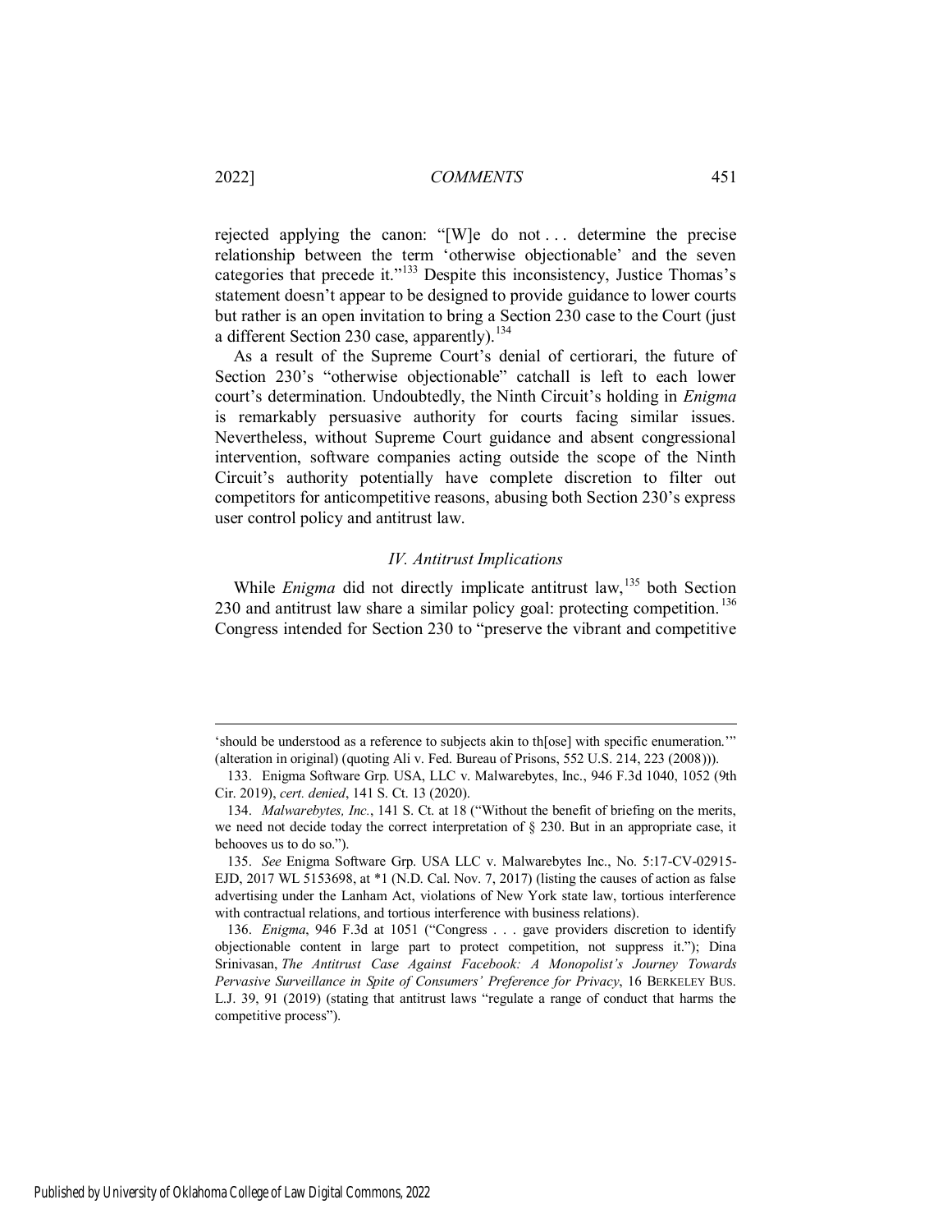rejected applying the canon: "[W]e do not . . . determine the precise relationship between the term 'otherwise objectionable' and the seven categories that precede it."[133] Despite this inconsistency, Justice Thomas's statement doesn't appear to be designed to provide guidance to lower courts but rather is an open invitation to bring a Section 230 case to the Court (just a different Section 230 case, apparently).[134]

As a result of the Supreme Court's denial of certiorari, the future of Section 230's "otherwise objectionable" catchall is left to each lower court's determination. Undoubtedly, the Ninth Circuit's holding in *Enigma* is remarkably persuasive authority for courts facing similar issues. Nevertheless, without Supreme Court guidance and absent congressional intervention, software companies acting outside the scope of the Ninth Circuit's authority potentially have complete discretion to filter out competitors for anticompetitive reasons, abusing both Section 230's express user control policy and antitrust law.

### *IV. Antitrust Implications*

While *Enigma* did not directly implicate antitrust law,[135] both Section 230 and antitrust law share a similar policy goal: protecting competition.[136] Congress intended for Section 230 to "preserve the vibrant and competitive

---

'should be understood as a reference to subjects akin to th[ose] with specific enumeration.'" (alteration in original) (quoting Ali v. Fed. Bureau of Prisons, 552 U.S. 214, 223 (2008))).

133. Enigma Software Grp. USA, LLC v. Malwarebytes, Inc., 946 F.3d 1040, 1052 (9th Cir. 2019), *cert. denied*, 141 S. Ct. 13 (2020).

134. *Malwarebytes, Inc.*, 141 S. Ct. at 18 ("Without the benefit of briefing on the merits, we need not decide today the correct interpretation of § 230. But in an appropriate case, it behooves us to do so.").

135. *See* Enigma Software Grp. USA LLC v. Malwarebytes Inc., No. 5:17-CV-02915-EJD, 2017 WL 5153698, at *1 (N.D. Cal. Nov. 7, 2017) (listing the causes of action as false advertising under the Lanham Act, violations of New York state law, tortious interference with contractual relations, and tortious interference with business relations).

136. *Enigma*, 946 F.3d at 1051 ("Congress . . . gave providers discretion to identify objectionable content in large part to protect competition, not suppress it."); Dina Srinivasan, *The Antitrust Case Against Facebook: A Monopolist's Journey Towards Pervasive Surveillance in Spite of Consumers' Preference for Privacy*, 16 BERKELEY BUS. L.J. 39, 91 (2019) (stating that antitrust laws "regulate a range of conduct that harms the competitive process").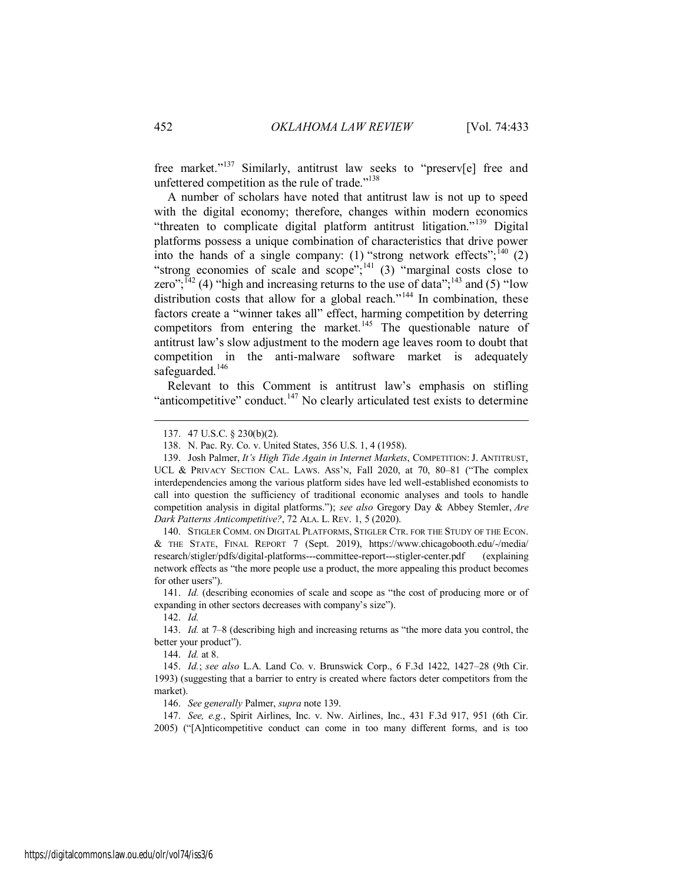free market."[137] Similarly, antitrust law seeks to "preserv[e] free and unfettered competition as the rule of trade."[138]

A number of scholars have noted that antitrust law is not up to speed with the digital economy; therefore, changes within modern economics "threaten to complicate digital platform antitrust litigation."[139] Digital platforms possess a unique combination of characteristics that drive power into the hands of a single company: (1) "strong network effects";[140] (2) "strong economies of scale and scope";[141] (3) "marginal costs close to zero";[142] (4) "high and increasing returns to the use of data";[143] and (5) "low distribution costs that allow for a global reach."[144] In combination, these factors create a "winner takes all" effect, harming competition by deterring competitors from entering the market.[145] The questionable nature of antitrust law's slow adjustment to the modern age leaves room to doubt that competition in the anti-malware software market is adequately safeguarded.[146]

Relevant to this Comment is antitrust law's emphasis on stifling "anticompetitive" conduct.[147] No clearly articulated test exists to determine

---

137. 47 U.S.C. § 230(b)(2).

138. N. Pac. Ry. Co. v. United States, 356 U.S. 1, 4 (1958).

139. Josh Palmer, *It's High Tide Again in Internet Markets*, COMPETITION: J. ANTITRUST, UCL & PRIVACY SECTION CAL. LAWS. ASS'N, Fall 2020, at 70, 80–81 ("The complex interdependencies among the various platform sides have led well-established economists to call into question the sufficiency of traditional economic analyses and tools to handle competition analysis in digital platforms."); *see also* Gregory Day & Abbey Stemler, *Are Dark Patterns Anticompetitive?*, 72 ALA. L. REV. 1, 5 (2020).

140. STIGLER COMM. ON DIGITAL PLATFORMS, STIGLER CTR. FOR THE STUDY OF THE ECON. & THE STATE, FINAL REPORT 7 (Sept. 2019), https://www.chicagobooth.edu/-/media/research/stigler/pdfs/digital-platforms---committee-report---stigler-center.pdf (explaining network effects as "the more people use a product, the more appealing this product becomes for other users").

141. *Id.* (describing economies of scale and scope as "the cost of producing more or of expanding in other sectors decreases with company's size").

142. *Id.*

143. *Id.* at 7–8 (describing high and increasing returns as "the more data you control, the better your product").

144. *Id.* at 8.

145. *Id.*; *see also* L.A. Land Co. v. Brunswick Corp., 6 F.3d 1422, 1427–28 (9th Cir. 1993) (suggesting that a barrier to entry is created where factors deter competitors from the market).

146. *See generally* Palmer, *supra* note 139.

147. *See, e.g.*, Spirit Airlines, Inc. v. Nw. Airlines, Inc., 431 F.3d 917, 951 (6th Cir. 2005) ("[A]nticompetitive conduct can come in too many different forms, and is too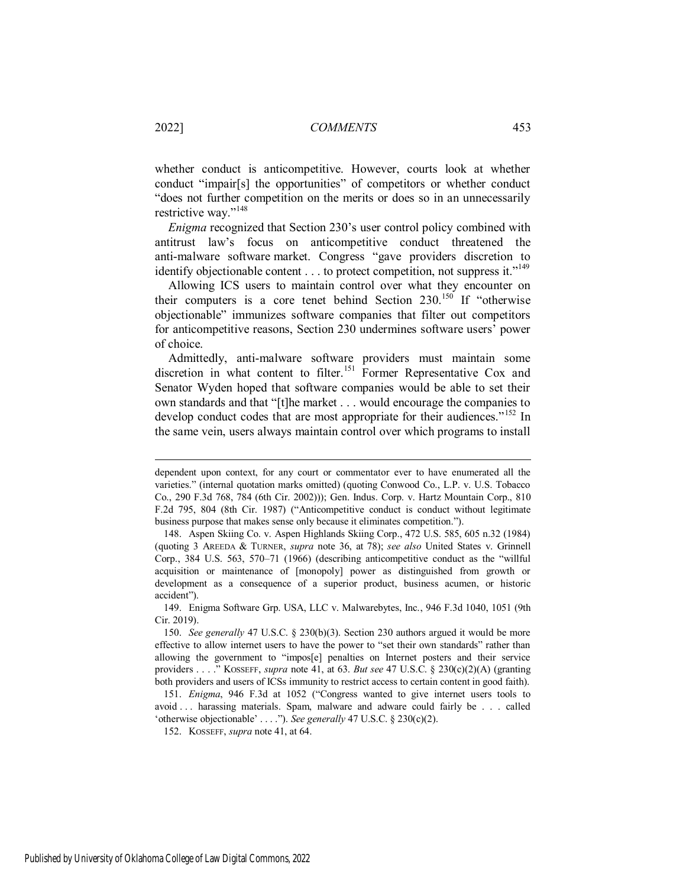whether conduct is anticompetitive. However, courts look at whether conduct "impair[s] the opportunities" of competitors or whether conduct "does not further competition on the merits or does so in an unnecessarily restrictive way."[148]

*Enigma* recognized that Section 230's user control policy combined with antitrust law's focus on anticompetitive conduct threatened the anti-malware software market. Congress "gave providers discretion to identify objectionable content . . . to protect competition, not suppress it."[149]

Allowing ICS users to maintain control over what they encounter on their computers is a core tenet behind Section 230.[150] If "otherwise objectionable" immunizes software companies that filter out competitors for anticompetitive reasons, Section 230 undermines software users' power of choice.

Admittedly, anti-malware software providers must maintain some discretion in what content to filter.[151] Former Representative Cox and Senator Wyden hoped that software companies would be able to set their own standards and that "[t]he market . . . would encourage the companies to develop conduct codes that are most appropriate for their audiences."[152] In the same vein, users always maintain control over which programs to install

---

dependent upon context, for any court or commentator ever to have enumerated all the varieties." (internal quotation marks omitted) (quoting Conwood Co., L.P. v. U.S. Tobacco Co., 290 F.3d 768, 784 (6th Cir. 2002))); Gen. Indus. Corp. v. Hartz Mountain Corp., 810 F.2d 795, 804 (8th Cir. 1987) ("Anticompetitive conduct is conduct without legitimate business purpose that makes sense only because it eliminates competition.").

148. Aspen Skiing Co. v. Aspen Highlands Skiing Corp., 472 U.S. 585, 605 n.32 (1984) (quoting 3 AREEDA & TURNER, *supra* note 36, at 78); *see also* United States v. Grinnell Corp., 384 U.S. 563, 570–71 (1966) (describing anticompetitive conduct as the "willful acquisition or maintenance of [monopoly] power as distinguished from growth or development as a consequence of a superior product, business acumen, or historic accident").

149. Enigma Software Grp. USA, LLC v. Malwarebytes, Inc., 946 F.3d 1040, 1051 (9th Cir. 2019).

150. *See generally* 47 U.S.C. § 230(b)(3). Section 230 authors argued it would be more effective to allow internet users to have the power to "set their own standards" rather than allowing the government to "impos[e] penalties on Internet posters and their service providers . . . ." KOSSEFF, *supra* note 41, at 63. *But see* 47 U.S.C. § 230(c)(2)(A) (granting both providers and users of ICSs immunity to restrict access to certain content in good faith).

151. *Enigma*, 946 F.3d at 1052 ("Congress wanted to give internet users tools to avoid . . . harassing materials. Spam, malware and adware could fairly be . . . called 'otherwise objectionable' . . . ."). *See generally* 47 U.S.C. § 230(c)(2).

152. KOSSEFF, *supra* note 41, at 64.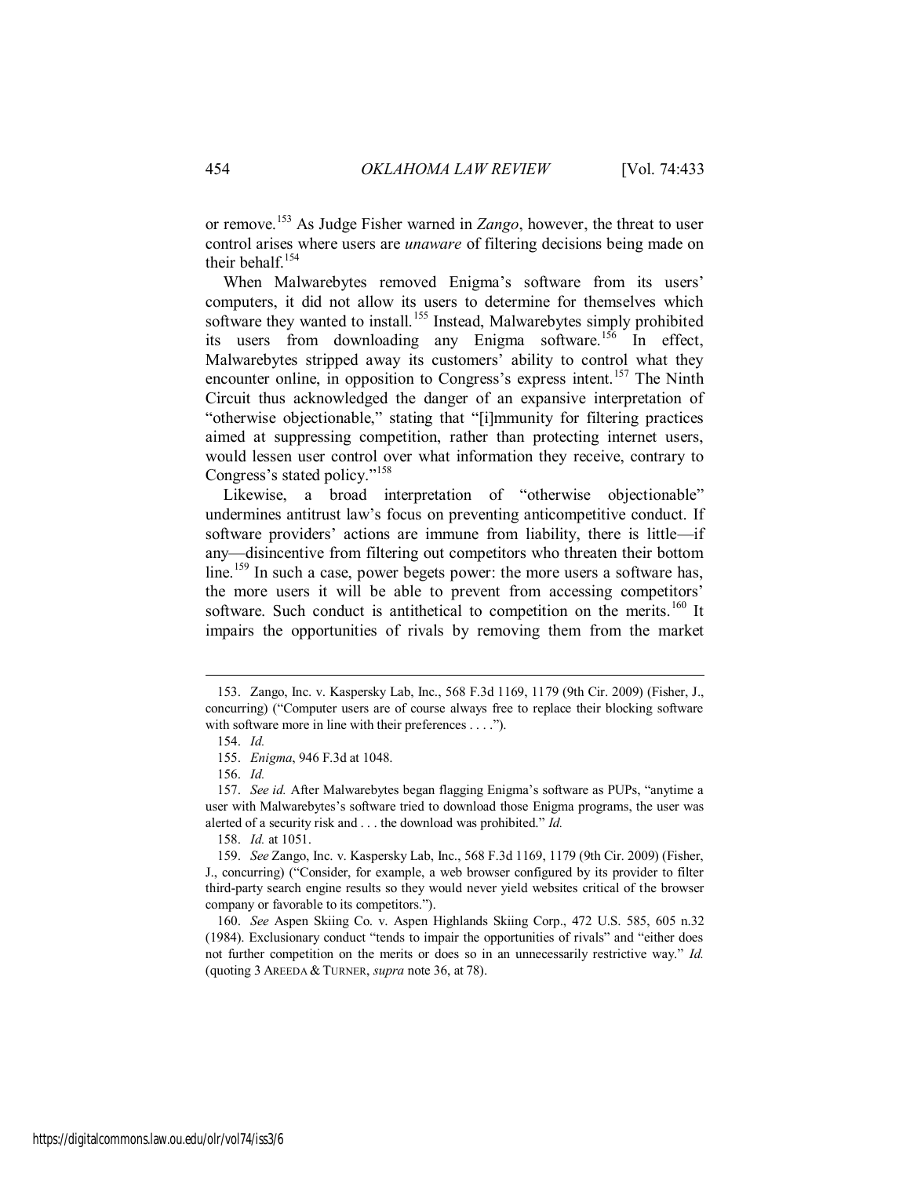or remove.[153] As Judge Fisher warned in *Zango*, however, the threat to user control arises where users are *unaware* of filtering decisions being made on their behalf.[154]

When Malwarebytes removed Enigma's software from its users' computers, it did not allow its users to determine for themselves which software they wanted to install.[155] Instead, Malwarebytes simply prohibited its users from downloading any Enigma software.[156] In effect, Malwarebytes stripped away its customers' ability to control what they encounter online, in opposition to Congress's express intent.[157] The Ninth Circuit thus acknowledged the danger of an expansive interpretation of "otherwise objectionable," stating that "[i]mmunity for filtering practices aimed at suppressing competition, rather than protecting internet users, would lessen user control over what information they receive, contrary to Congress's stated policy."[158]

Likewise, a broad interpretation of "otherwise objectionable" undermines antitrust law's focus on preventing anticompetitive conduct. If software providers' actions are immune from liability, there is little—if any—disincentive from filtering out competitors who threaten their bottom line.[159] In such a case, power begets power: the more users a software has, the more users it will be able to prevent from accessing competitors' software. Such conduct is antithetical to competition on the merits.[160] It impairs the opportunities of rivals by removing them from the market

---

153. Zango, Inc. v. Kaspersky Lab, Inc., 568 F.3d 1169, 1179 (9th Cir. 2009) (Fisher, J., concurring) ("Computer users are of course always free to replace their blocking software with software more in line with their preferences . . . .").

154. *Id.*

155. *Enigma*, 946 F.3d at 1048.

156. *Id.*

157. *See id.* After Malwarebytes began flagging Enigma's software as PUPs, "anytime a user with Malwarebytes's software tried to download those Enigma programs, the user was alerted of a security risk and . . . the download was prohibited." *Id.*

158. *Id.* at 1051.

159. *See* Zango, Inc. v. Kaspersky Lab, Inc., 568 F.3d 1169, 1179 (9th Cir. 2009) (Fisher, J., concurring) ("Consider, for example, a web browser configured by its provider to filter third-party search engine results so they would never yield websites critical of the browser company or favorable to its competitors.").

160. *See* Aspen Skiing Co. v. Aspen Highlands Skiing Corp., 472 U.S. 585, 605 n.32 (1984). Exclusionary conduct "tends to impair the opportunities of rivals" and "either does not further competition on the merits or does so in an unnecessarily restrictive way." *Id.* (quoting 3 AREEDA & TURNER, *supra* note 36, at 78).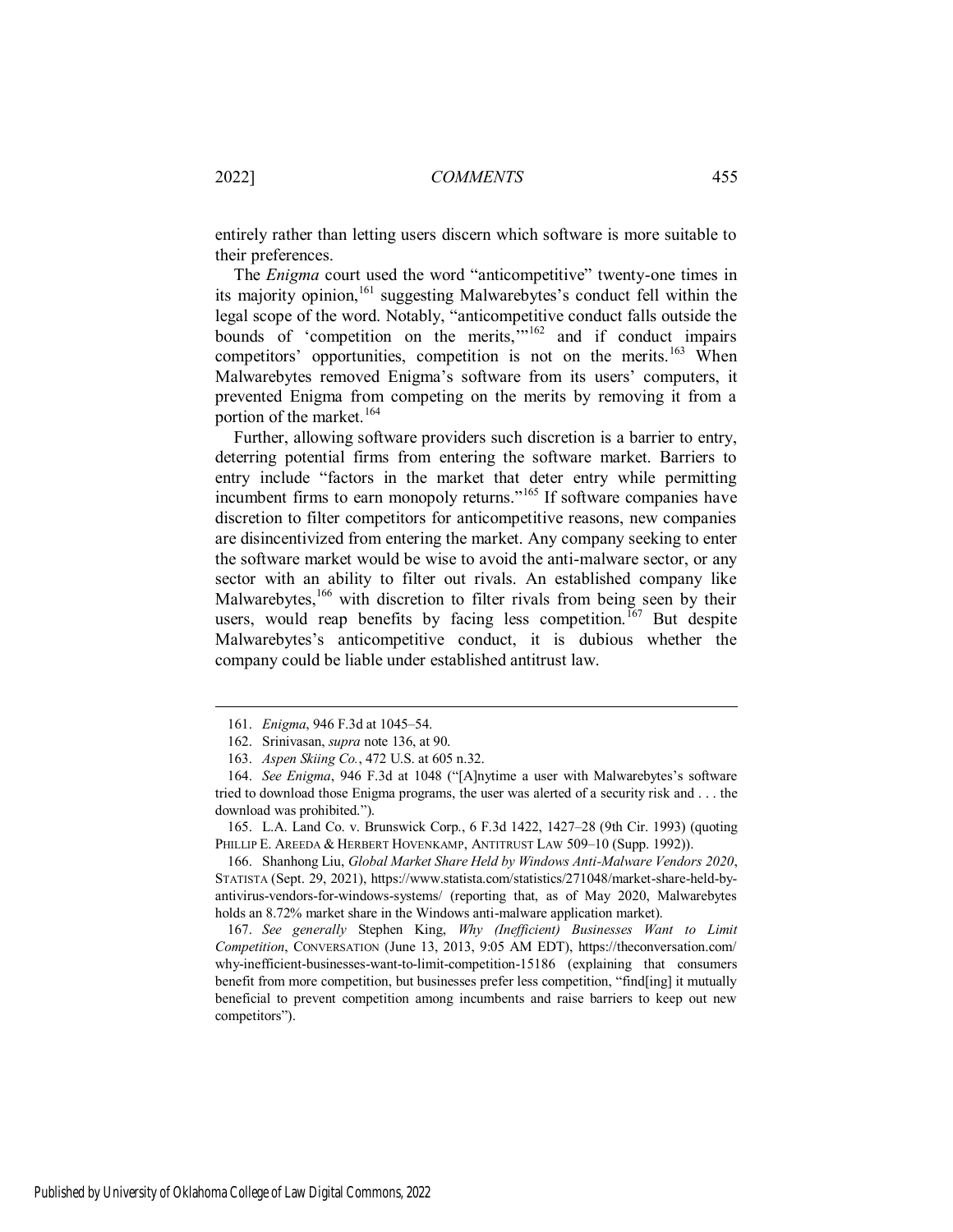entirely rather than letting users discern which software is more suitable to their preferences.

The *Enigma* court used the word "anticompetitive" twenty-one times in its majority opinion,[161] suggesting Malwarebytes's conduct fell within the legal scope of the word. Notably, "anticompetitive conduct falls outside the bounds of 'competition on the merits,'"[162] and if conduct impairs competitors' opportunities, competition is not on the merits.[163] When Malwarebytes removed Enigma's software from its users' computers, it prevented Enigma from competing on the merits by removing it from a portion of the market.[164]

Further, allowing software providers such discretion is a barrier to entry, deterring potential firms from entering the software market. Barriers to entry include "factors in the market that deter entry while permitting incumbent firms to earn monopoly returns."[165] If software companies have discretion to filter competitors for anticompetitive reasons, new companies are disincentivized from entering the market. Any company seeking to enter the software market would be wise to avoid the anti-malware sector, or any sector with an ability to filter out rivals. An established company like Malwarebytes,[166] with discretion to filter rivals from being seen by their users, would reap benefits by facing less competition.[167] But despite Malwarebytes's anticompetitive conduct, it is dubious whether the company could be liable under established antitrust law.

---

161. *Enigma*, 946 F.3d at 1045–54.

162. Srinivasan, *supra* note 136, at 90.

163. *Aspen Skiing Co.*, 472 U.S. at 605 n.32.

164. *See Enigma*, 946 F.3d at 1048 ("[A]nytime a user with Malwarebytes's software tried to download those Enigma programs, the user was alerted of a security risk and . . . the download was prohibited.").

165. L.A. Land Co. v. Brunswick Corp., 6 F.3d 1422, 1427–28 (9th Cir. 1993) (quoting PHILLIP E. AREEDA & HERBERT HOVENKAMP, ANTITRUST LAW 509–10 (Supp. 1992)).

166. Shanhong Liu, *Global Market Share Held by Windows Anti-Malware Vendors 2020*, STATISTA (Sept. 29, 2021), https://www.statista.com/statistics/271048/market-share-held-by-antivirus-vendors-for-windows-systems/ (reporting that, as of May 2020, Malwarebytes holds an 8.72% market share in the Windows anti-malware application market).

167. *See generally* Stephen King, *Why (Inefficient) Businesses Want to Limit Competition*, CONVERSATION (June 13, 2013, 9:05 AM EDT), https://theconversation.com/why-inefficient-businesses-want-to-limit-competition-15186 (explaining that consumers benefit from more competition, but businesses prefer less competition, "find[ing] it mutually beneficial to prevent competition among incumbents and raise barriers to keep out new competitors").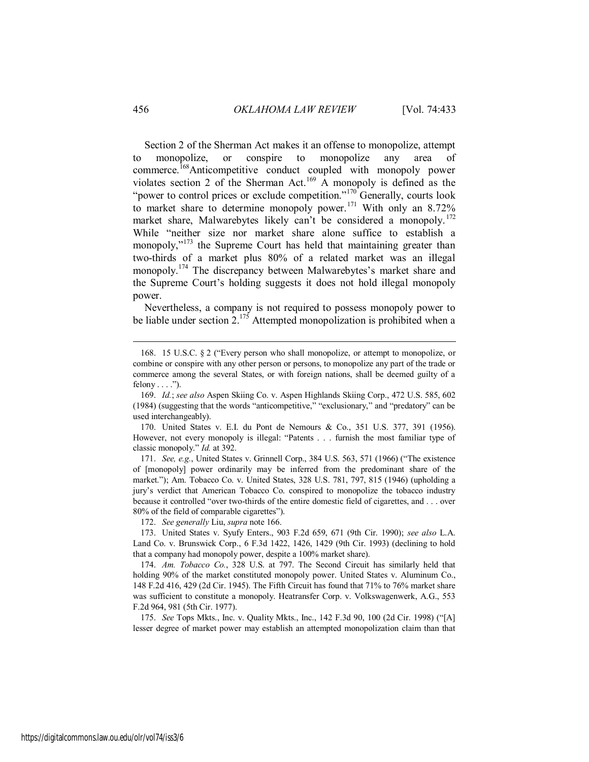Section 2 of the Sherman Act makes it an offense to monopolize, attempt to monopolize, or conspire to monopolize any area of commerce.[168] Anticompetitive conduct coupled with monopoly power violates section 2 of the Sherman Act.[169] A monopoly is defined as the "power to control prices or exclude competition."[170] Generally, courts look to market share to determine monopoly power.[171] With only an 8.72% market share, Malwarebytes likely can't be considered a monopoly.[172] While "neither size nor market share alone suffice to establish a monopoly,"[173] the Supreme Court has held that maintaining greater than two-thirds of a market plus 80% of a related market was an illegal monopoly.[174] The discrepancy between Malwarebytes's market share and the Supreme Court's holding suggests it does not hold illegal monopoly power.

Nevertheless, a company is not required to possess monopoly power to be liable under section 2.[175] Attempted monopolization is prohibited when a

---

168. 15 U.S.C. § 2 ("Every person who shall monopolize, or attempt to monopolize, or combine or conspire with any other person or persons, to monopolize any part of the trade or commerce among the several States, or with foreign nations, shall be deemed guilty of a felony . . . .").

169. *Id.*; *see also* Aspen Skiing Co. v. Aspen Highlands Skiing Corp., 472 U.S. 585, 602 (1984) (suggesting that the words "anticompetitive," "exclusionary," and "predatory" can be used interchangeably).

170. United States v. E.I. du Pont de Nemours & Co., 351 U.S. 377, 391 (1956). However, not every monopoly is illegal: "Patents . . . furnish the most familiar type of classic monopoly." *Id.* at 392.

171. *See, e.g.*, United States v. Grinnell Corp., 384 U.S. 563, 571 (1966) ("The existence of [monopoly] power ordinarily may be inferred from the predominant share of the market."); Am. Tobacco Co. v. United States, 328 U.S. 781, 797, 815 (1946) (upholding a jury's verdict that American Tobacco Co. conspired to monopolize the tobacco industry because it controlled "over two-thirds of the entire domestic field of cigarettes, and . . . over 80% of the field of comparable cigarettes").

172. *See generally* Liu, *supra* note 166.

173. United States v. Syufy Enters., 903 F.2d 659, 671 (9th Cir. 1990); *see also* L.A. Land Co. v. Brunswick Corp., 6 F.3d 1422, 1426, 1429 (9th Cir. 1993) (declining to hold that a company had monopoly power, despite a 100% market share).

174. *Am. Tobacco Co.*, 328 U.S. at 797. The Second Circuit has similarly held that holding 90% of the market constituted monopoly power. United States v. Aluminum Co., 148 F.2d 416, 429 (2d Cir. 1945). The Fifth Circuit has found that 71% to 76% market share was sufficient to constitute a monopoly. Heatransfer Corp. v. Volkswagenwerk, A.G., 553 F.2d 964, 981 (5th Cir. 1977).

175. *See* Tops Mkts., Inc. v. Quality Mkts., Inc., 142 F.3d 90, 100 (2d Cir. 1998) ("[A] lesser degree of market power may establish an attempted monopolization claim than that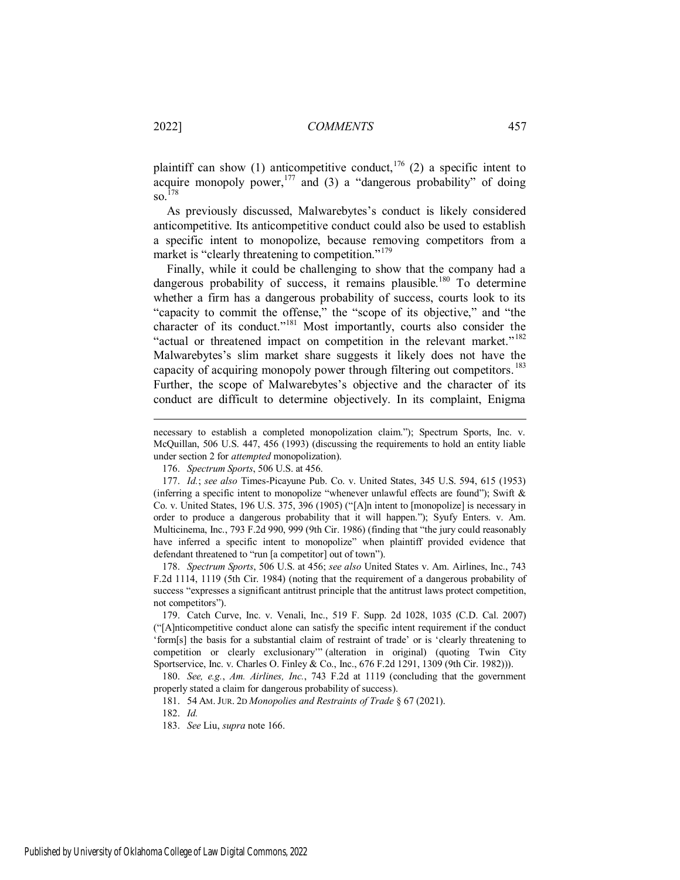plaintiff can show (1) anticompetitive conduct,[176] (2) a specific intent to acquire monopoly power,[177] and (3) a "dangerous probability" of doing so.[178]

As previously discussed, Malwarebytes's conduct is likely considered anticompetitive. Its anticompetitive conduct could also be used to establish a specific intent to monopolize, because removing competitors from a market is "clearly threatening to competition."[179]

Finally, while it could be challenging to show that the company had a dangerous probability of success, it remains plausible.[180] To determine whether a firm has a dangerous probability of success, courts look to its "capacity to commit the offense," the "scope of its objective," and "the character of its conduct."[181] Most importantly, courts also consider the "actual or threatened impact on competition in the relevant market."[182] Malwarebytes's slim market share suggests it likely does not have the capacity of acquiring monopoly power through filtering out competitors.[183] Further, the scope of Malwarebytes's objective and the character of its conduct are difficult to determine objectively. In its complaint, Enigma

---

necessary to establish a completed monopolization claim."); Spectrum Sports, Inc. v. McQuillan, 506 U.S. 447, 456 (1993) (discussing the requirements to hold an entity liable under section 2 for *attempted* monopolization).

176. *Spectrum Sports*, 506 U.S. at 456.

177. *Id.*; *see also* Times-Picayune Pub. Co. v. United States, 345 U.S. 594, 615 (1953) (inferring a specific intent to monopolize "whenever unlawful effects are found"); Swift & Co. v. United States, 196 U.S. 375, 396 (1905) ("[A]n intent to [monopolize] is necessary in order to produce a dangerous probability that it will happen."); Syufy Enters. v. Am. Multicinema, Inc., 793 F.2d 990, 999 (9th Cir. 1986) (finding that "the jury could reasonably have inferred a specific intent to monopolize" when plaintiff provided evidence that defendant threatened to "run [a competitor] out of town").

178. *Spectrum Sports*, 506 U.S. at 456; *see also* United States v. Am. Airlines, Inc., 743 F.2d 1114, 1119 (5th Cir. 1984) (noting that the requirement of a dangerous probability of success "expresses a significant antitrust principle that the antitrust laws protect competition, not competitors").

179. Catch Curve, Inc. v. Venali, Inc., 519 F. Supp. 2d 1028, 1035 (C.D. Cal. 2007) ("[A]nticompetitive conduct alone can satisfy the specific intent requirement if the conduct 'form[s] the basis for a substantial claim of restraint of trade' or is 'clearly threatening to competition or clearly exclusionary'" (alteration in original) (quoting Twin City Sportservice, Inc. v. Charles O. Finley & Co., Inc., 676 F.2d 1291, 1309 (9th Cir. 1982))).

180. *See, e.g.*, *Am. Airlines, Inc.*, 743 F.2d at 1119 (concluding that the government properly stated a claim for dangerous probability of success).

181. 54 AM. JUR. 2D *Monopolies and Restraints of Trade* § 67 (2021).

182. *Id.*

183. *See* Liu, *supra* note 166.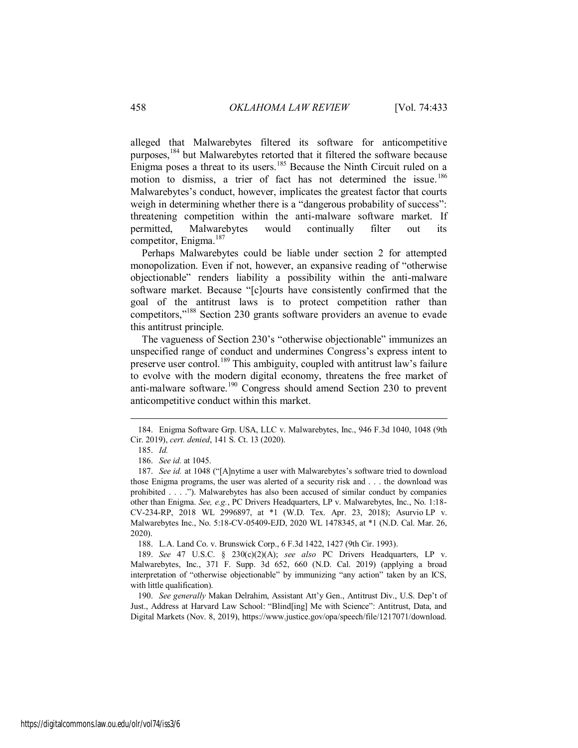alleged that Malwarebytes filtered its software for anticompetitive purposes,[184] but Malwarebytes retorted that it filtered the software because Enigma poses a threat to its users.[185] Because the Ninth Circuit ruled on a motion to dismiss, a trier of fact has not determined the issue.[186] Malwarebytes's conduct, however, implicates the greatest factor that courts weigh in determining whether there is a "dangerous probability of success": threatening competition within the anti-malware software market. If permitted, Malwarebytes would continually filter out its competitor, Enigma.[187]

Perhaps Malwarebytes could be liable under section 2 for attempted monopolization. Even if not, however, an expansive reading of "otherwise objectionable" renders liability a possibility within the anti-malware software market. Because "[c]ourts have consistently confirmed that the goal of the antitrust laws is to protect competition rather than competitors,"[188] Section 230 grants software providers an avenue to evade this antitrust principle.

The vagueness of Section 230's "otherwise objectionable" immunizes an unspecified range of conduct and undermines Congress's express intent to preserve user control.[189] This ambiguity, coupled with antitrust law's failure to evolve with the modern digital economy, threatens the free market of anti-malware software.[190] Congress should amend Section 230 to prevent anticompetitive conduct within this market.

---

184. Enigma Software Grp. USA, LLC v. Malwarebytes, Inc., 946 F.3d 1040, 1048 (9th Cir. 2019), *cert. denied*, 141 S. Ct. 13 (2020).

185. *Id.*

186. *See id.* at 1045.

187. *See id.* at 1048 ("[A]nytime a user with Malwarebytes's software tried to download those Enigma programs, the user was alerted of a security risk and . . . the download was prohibited . . . ."). Malwarebytes has also been accused of similar conduct by companies other than Enigma. *See, e.g.*, PC Drivers Headquarters, LP v. Malwarebytes, Inc., No. 1:18-CV-234-RP, 2018 WL 2996897, at *1 (W.D. Tex. Apr. 23, 2018); Asurvio LP v. Malwarebytes Inc., No. 5:18-CV-05409-EJD, 2020 WL 1478345, at *1 (N.D. Cal. Mar. 26, 2020).

188. L.A. Land Co. v. Brunswick Corp., 6 F.3d 1422, 1427 (9th Cir. 1993).

189. *See* 47 U.S.C. § 230(c)(2)(A); *see also* PC Drivers Headquarters, LP v. Malwarebytes, Inc., 371 F. Supp. 3d 652, 660 (N.D. Cal. 2019) (applying a broad interpretation of "otherwise objectionable" by immunizing "any action" taken by an ICS, with little qualification).

190. *See generally* Makan Delrahim, Assistant Att'y Gen., Antitrust Div., U.S. Dep't of Just., Address at Harvard Law School: "Blind[ing] Me with Science": Antitrust, Data, and Digital Markets (Nov. 8, 2019), https://www.justice.gov/opa/speech/file/1217071/download.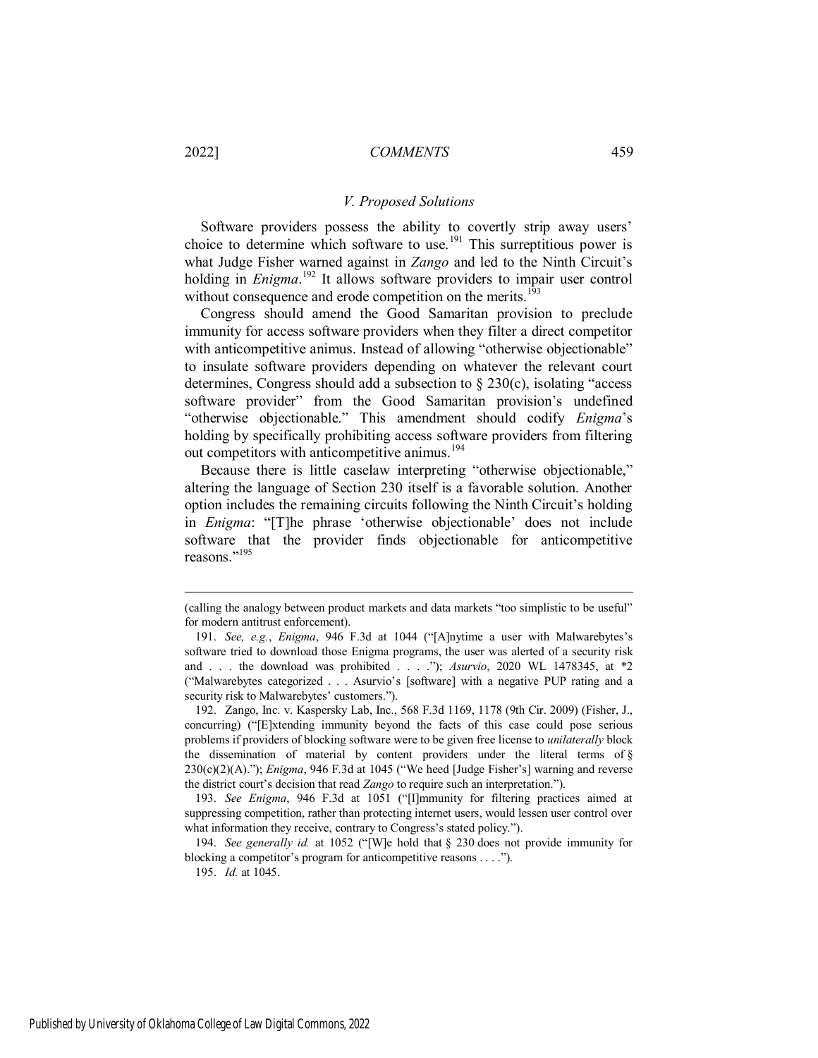### *V. Proposed Solutions*

Software providers possess the ability to covertly strip away users' choice to determine which software to use.[191] This surreptitious power is what Judge Fisher warned against in *Zango* and led to the Ninth Circuit's holding in *Enigma*.[192] It allows software providers to impair user control without consequence and erode competition on the merits.[193]

Congress should amend the Good Samaritan provision to preclude immunity for access software providers when they filter a direct competitor with anticompetitive animus. Instead of allowing "otherwise objectionable" to insulate software providers depending on whatever the relevant court determines, Congress should add a subsection to § 230(c), isolating "access software provider" from the Good Samaritan provision's undefined "otherwise objectionable." This amendment should codify *Enigma*'s holding by specifically prohibiting access software providers from filtering out competitors with anticompetitive animus.[194]

Because there is little caselaw interpreting "otherwise objectionable," altering the language of Section 230 itself is a favorable solution. Another option includes the remaining circuits following the Ninth Circuit's holding in *Enigma*: "[T]he phrase 'otherwise objectionable' does not include software that the provider finds objectionable for anticompetitive reasons."[195]

---

(calling the analogy between product markets and data markets "too simplistic to be useful" for modern antitrust enforcement).

191. *See, e.g.*, *Enigma*, 946 F.3d at 1044 ("[A]nytime a user with Malwarebytes's software tried to download those Enigma programs, the user was alerted of a security risk and . . . the download was prohibited . . . ."); *Asurvio*, 2020 WL 1478345, at *2 ("Malwarebytes categorized . . . Asurvio's [software] with a negative PUP rating and a security risk to Malwarebytes' customers.").

192. Zango, Inc. v. Kaspersky Lab, Inc., 568 F.3d 1169, 1178 (9th Cir. 2009) (Fisher, J., concurring) ("[E]xtending immunity beyond the facts of this case could pose serious problems if providers of blocking software were to be given free license to *unilaterally* block the dissemination of material by content providers under the literal terms of § 230(c)(2)(A)."); *Enigma*, 946 F.3d at 1045 ("We heed [Judge Fisher's] warning and reverse the district court's decision that read *Zango* to require such an interpretation.").

193. *See Enigma*, 946 F.3d at 1051 ("[I]mmunity for filtering practices aimed at suppressing competition, rather than protecting internet users, would lessen user control over what information they receive, contrary to Congress's stated policy.").

194. *See generally id.* at 1052 ("[W]e hold that § 230 does not provide immunity for blocking a competitor's program for anticompetitive reasons . . . .").

195. *Id.* at 1045.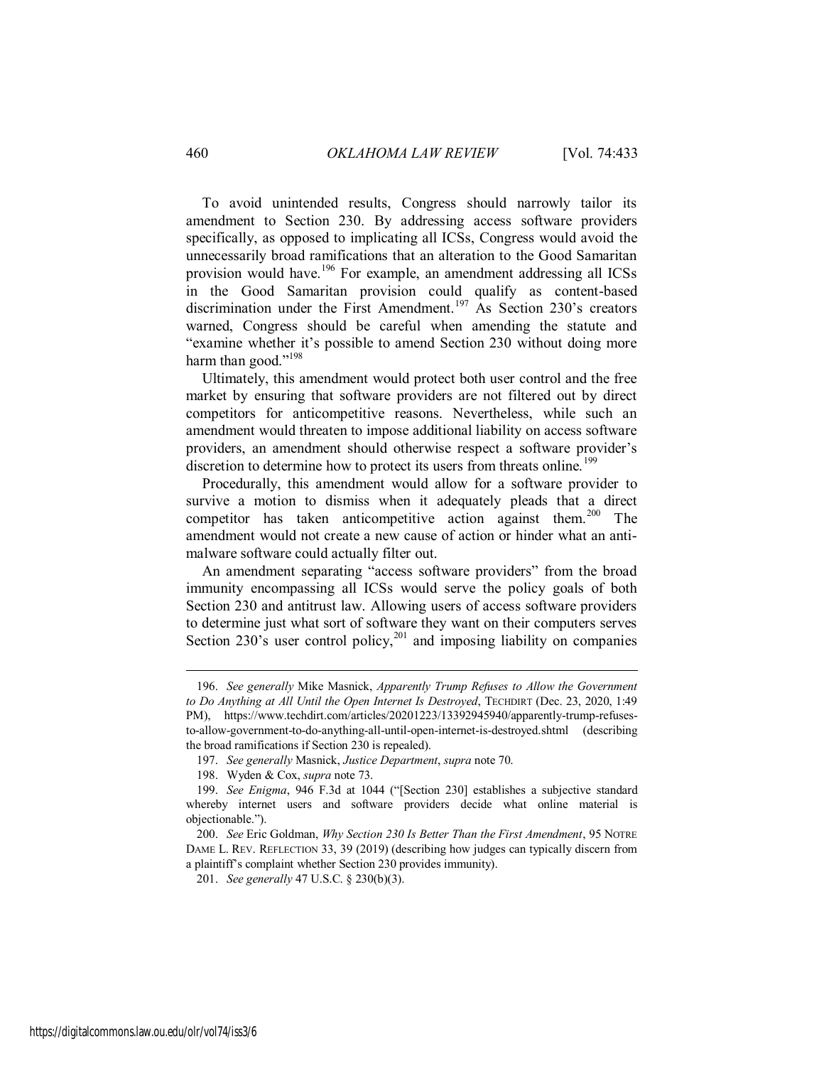To avoid unintended results, Congress should narrowly tailor its amendment to Section 230. By addressing access software providers specifically, as opposed to implicating all ICSs, Congress would avoid the unnecessarily broad ramifications that an alteration to the Good Samaritan provision would have.[196] For example, an amendment addressing all ICSs in the Good Samaritan provision could qualify as content-based discrimination under the First Amendment.[197] As Section 230's creators warned, Congress should be careful when amending the statute and "examine whether it's possible to amend Section 230 without doing more harm than good."[198]

Ultimately, this amendment would protect both user control and the free market by ensuring that software providers are not filtered out by direct competitors for anticompetitive reasons. Nevertheless, while such an amendment would threaten to impose additional liability on access software providers, an amendment should otherwise respect a software provider's discretion to determine how to protect its users from threats online.[199]

Procedurally, this amendment would allow for a software provider to survive a motion to dismiss when it adequately pleads that a direct competitor has taken anticompetitive action against them.[200] The amendment would not create a new cause of action or hinder what an anti-malware software could actually filter out.

An amendment separating "access software providers" from the broad immunity encompassing all ICSs would serve the policy goals of both Section 230 and antitrust law. Allowing users of access software providers to determine just what sort of software they want on their computers serves Section 230's user control policy,[201] and imposing liability on companies

---

196. *See generally* Mike Masnick, *Apparently Trump Refuses to Allow the Government to Do Anything at All Until the Open Internet Is Destroyed*, TECHDIRT (Dec. 23, 2020, 1:49 PM), https://www.techdirt.com/articles/20201223/13392945940/apparently-trump-refuses-to-allow-government-to-do-anything-all-until-open-internet-is-destroyed.shtml (describing the broad ramifications if Section 230 is repealed).

197. *See generally* Masnick, *Justice Department*, *supra* note 70.

198. Wyden & Cox, *supra* note 73.

199. *See Enigma*, 946 F.3d at 1044 ("[Section 230] establishes a subjective standard whereby internet users and software providers decide what online material is objectionable.").

200. *See* Eric Goldman, *Why Section 230 Is Better Than the First Amendment*, 95 NOTRE DAME L. REV. REFLECTION 33, 39 (2019) (describing how judges can typically discern from a plaintiff's complaint whether Section 230 provides immunity).

201. *See generally* 47 U.S.C. § 230(b)(3).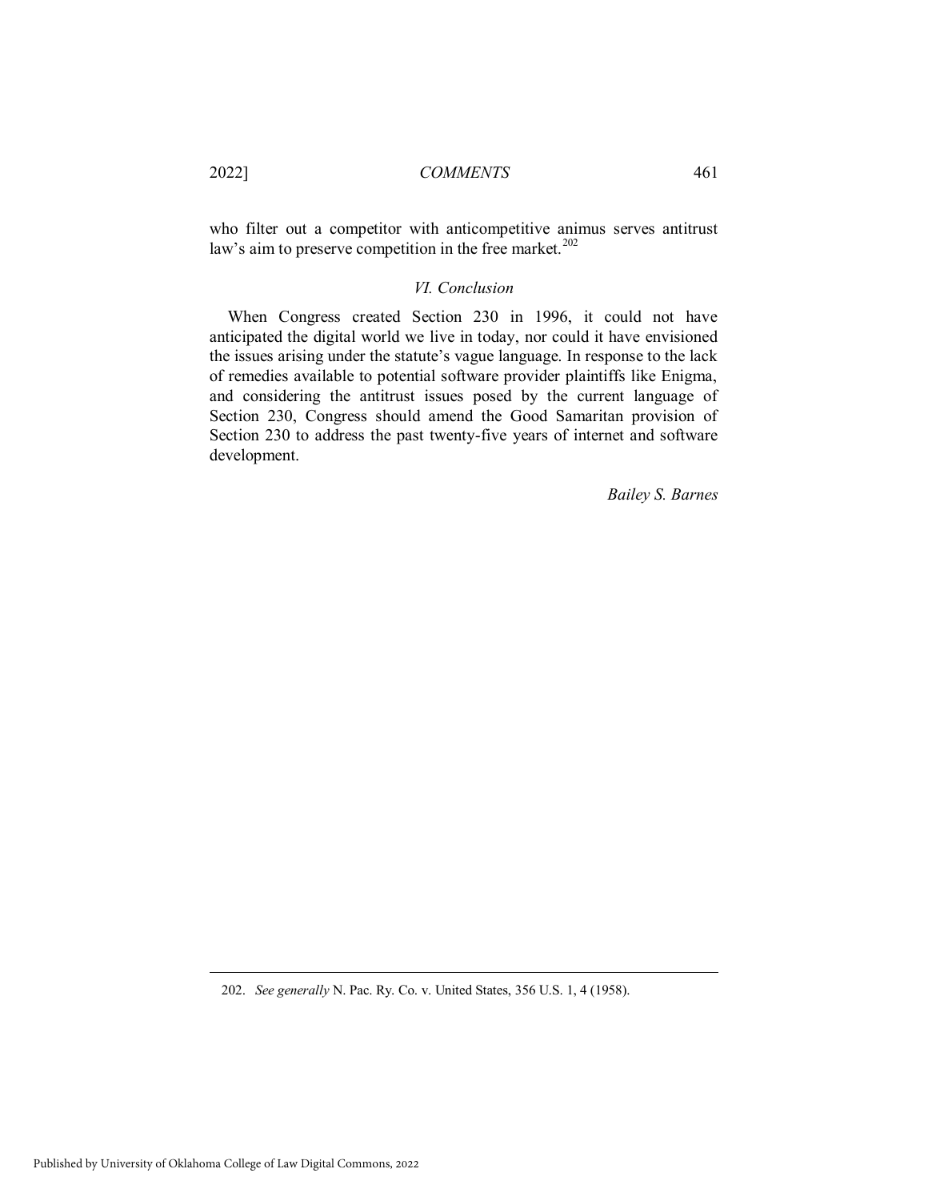who filter out a competitor with anticompetitive animus serves antitrust law's aim to preserve competition in the free market.[202]

## *VI. Conclusion*

When Congress created Section 230 in 1996, it could not have anticipated the digital world we live in today, nor could it have envisioned the issues arising under the statute's vague language. In response to the lack of remedies available to potential software provider plaintiffs like Enigma, and considering the antitrust issues posed by the current language of Section 230, Congress should amend the Good Samaritan provision of Section 230 to address the past twenty-five years of internet and software development.

*Bailey S. Barnes*

---

202. *See generally* N. Pac. Ry. Co. v. United States, 356 U.S. 1, 4 (1958).